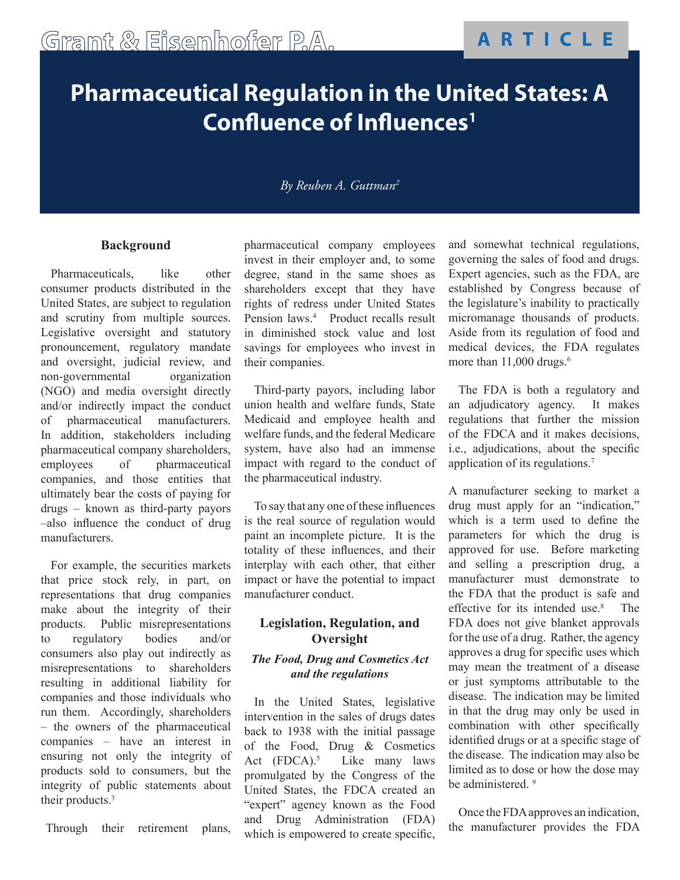Grant & Eisenhofer P.A.

ARTICLE

# Pharmaceutical Regulation in the United States: A Confluence of Influences[1]

*By Reuben A. Guttman[2]*

## Background

Pharmaceuticals, like other consumer products distributed in the United States, are subject to regulation and scrutiny from multiple sources. Legislative oversight and statutory pronouncement, regulatory mandate and oversight, judicial review, and non-governmental organization (NGO) and media oversight directly and/or indirectly impact the conduct of pharmaceutical manufacturers. In addition, stakeholders including pharmaceutical company shareholders, employees of pharmaceutical companies, and those entities that ultimately bear the costs of paying for drugs – known as third-party payors –also influence the conduct of drug manufacturers.

For example, the securities markets that price stock rely, in part, on representations that drug companies make about the integrity of their products. Public misrepresentations to regulatory bodies and/or consumers also play out indirectly as misrepresentations to shareholders resulting in additional liability for companies and those individuals who run them. Accordingly, shareholders – the owners of the pharmaceutical companies – have an interest in ensuring not only the integrity of products sold to consumers, but the integrity of public statements about their products.[3]

Through their retirement plans, pharmaceutical company employees invest in their employer and, to some degree, stand in the same shoes as shareholders except that they have rights of redress under United States Pension laws.[4] Product recalls result in diminished stock value and lost savings for employees who invest in their companies.

Third-party payors, including labor union health and welfare funds, State Medicaid and employee health and welfare funds, and the federal Medicare system, have also had an immense impact with regard to the conduct of the pharmaceutical industry.

To say that any one of these influences is the real source of regulation would paint an incomplete picture. It is the totality of these influences, and their interplay with each other, that either impact or have the potential to impact manufacturer conduct.

## Legislation, Regulation, and Oversight

### *The Food, Drug and Cosmetics Act and the regulations*

In the United States, legislative intervention in the sales of drugs dates back to 1938 with the initial passage of the Food, Drug & Cosmetics Act (FDCA).[5] Like many laws promulgated by the Congress of the United States, the FDCA created an "expert" agency known as the Food and Drug Administration (FDA) which is empowered to create specific, and somewhat technical regulations, governing the sales of food and drugs. Expert agencies, such as the FDA, are established by Congress because of the legislature's inability to practically micromanage thousands of products. Aside from its regulation of food and medical devices, the FDA regulates more than 11,000 drugs.[6]

The FDA is both a regulatory and an adjudicatory agency. It makes regulations that further the mission of the FDCA and it makes decisions, i.e., adjudications, about the specific application of its regulations.[7]

A manufacturer seeking to market a drug must apply for an "indication," which is a term used to define the parameters for which the drug is approved for use. Before marketing and selling a prescription drug, a manufacturer must demonstrate to the FDA that the product is safe and effective for its intended use.[8] The FDA does not give blanket approvals for the use of a drug. Rather, the agency approves a drug for specific uses which may mean the treatment of a disease or just symptoms attributable to the disease. The indication may be limited in that the drug may only be used in combination with other specifically identified drugs or at a specific stage of the disease. The indication may also be limited as to dose or how the dose may be administered.[9]

Once the FDA approves an indication, the manufacturer provides the FDA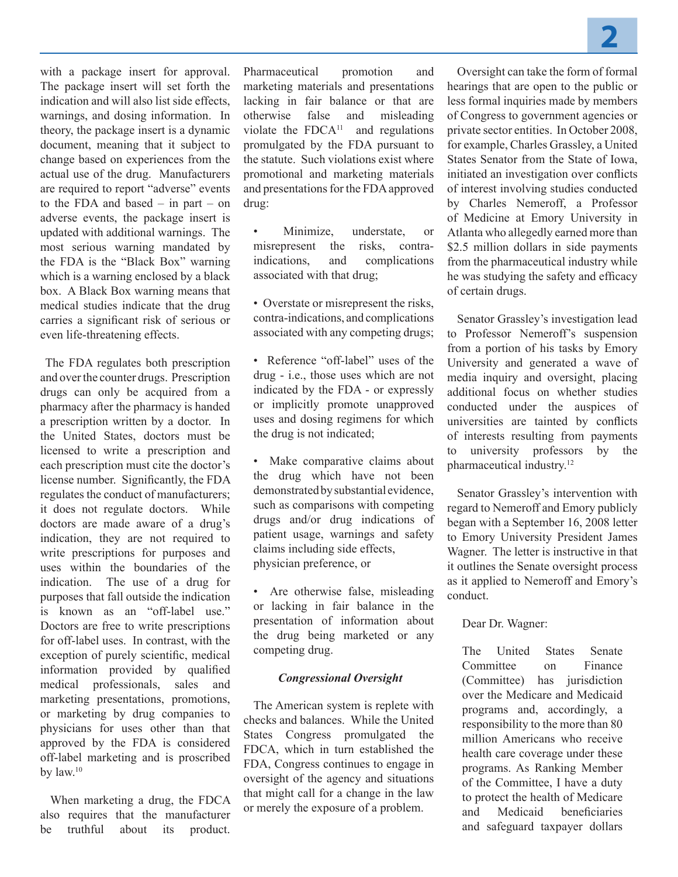with a package insert for approval. The package insert will set forth the indication and will also list side effects, warnings, and dosing information. In theory, the package insert is a dynamic document, meaning that it subject to change based on experiences from the actual use of the drug. Manufacturers are required to report "adverse" events to the FDA and based – in part – on adverse events, the package insert is updated with additional warnings. The most serious warning mandated by the FDA is the "Black Box" warning which is a warning enclosed by a black box. A Black Box warning means that medical studies indicate that the drug carries a significant risk of serious or even life-threatening effects.

The FDA regulates both prescription and over the counter drugs. Prescription drugs can only be acquired from a pharmacy after the pharmacy is handed a prescription written by a doctor. In the United States, doctors must be licensed to write a prescription and each prescription must cite the doctor's license number. Significantly, the FDA regulates the conduct of manufacturers; it does not regulate doctors. While doctors are made aware of a drug's indication, they are not required to write prescriptions for purposes and uses within the boundaries of the indication. The use of a drug for purposes that fall outside the indication is known as an "off-label use." Doctors are free to write prescriptions for off-label uses. In contrast, with the exception of purely scientific, medical information provided by qualified medical professionals, sales and marketing presentations, promotions, or marketing by drug companies to physicians for uses other than that approved by the FDA is considered off-label marketing and is proscribed by law.[10]

When marketing a drug, the FDCA also requires that the manufacturer be truthful about its product. Pharmaceutical promotion and marketing materials and presentations lacking in fair balance or that are otherwise false and misleading violate the FDCA[11] and regulations promulgated by the FDA pursuant to the statute. Such violations exist where promotional and marketing materials and presentations for the FDA approved drug:

- Minimize, understate, or misrepresent the risks, contra-indications, and complications associated with that drug;
- Overstate or misrepresent the risks, contra-indications, and complications associated with any competing drugs;
- Reference "off-label" uses of the drug - i.e., those uses which are not indicated by the FDA - or expressly or implicitly promote unapproved uses and dosing regimens for which the drug is not indicated;
- Make comparative claims about the drug which have not been demonstrated by substantial evidence, such as comparisons with competing drugs and/or drug indications of patient usage, warnings and safety claims including side effects, physician preference, or
- Are otherwise false, misleading or lacking in fair balance in the presentation of information about the drug being marketed or any competing drug.

### *Congressional Oversight*

The American system is replete with checks and balances. While the United States Congress promulgated the FDCA, which in turn established the FDA, Congress continues to engage in oversight of the agency and situations that might call for a change in the law or merely the exposure of a problem.

Oversight can take the form of formal hearings that are open to the public or less formal inquiries made by members of Congress to government agencies or private sector entities. In October 2008, for example, Charles Grassley, a United States Senator from the State of Iowa, initiated an investigation over conflicts of interest involving studies conducted by Charles Nemeroff, a Professor of Medicine at Emory University in Atlanta who allegedly earned more than $2.5 million dollars in side payments from the pharmaceutical industry while he was studying the safety and efficacy of certain drugs.

Senator Grassley's investigation lead to Professor Nemeroff's suspension from a portion of his tasks by Emory University and generated a wave of media inquiry and oversight, placing additional focus on whether studies conducted under the auspices of universities are tainted by conflicts of interests resulting from payments to university professors by the pharmaceutical industry.[12]

Senator Grassley's intervention with regard to Nemeroff and Emory publicly began with a September 16, 2008 letter to Emory University President James Wagner. The letter is instructive in that it outlines the Senate oversight process as it applied to Nemeroff and Emory's conduct.

> Dear Dr. Wagner:
>
> The United States Senate Committee on Finance (Committee) has jurisdiction over the Medicare and Medicaid programs and, accordingly, a responsibility to the more than 80 million Americans who receive health care coverage under these programs. As Ranking Member of the Committee, I have a duty to protect the health of Medicare and Medicaid beneficiaries and safeguard taxpayer dollars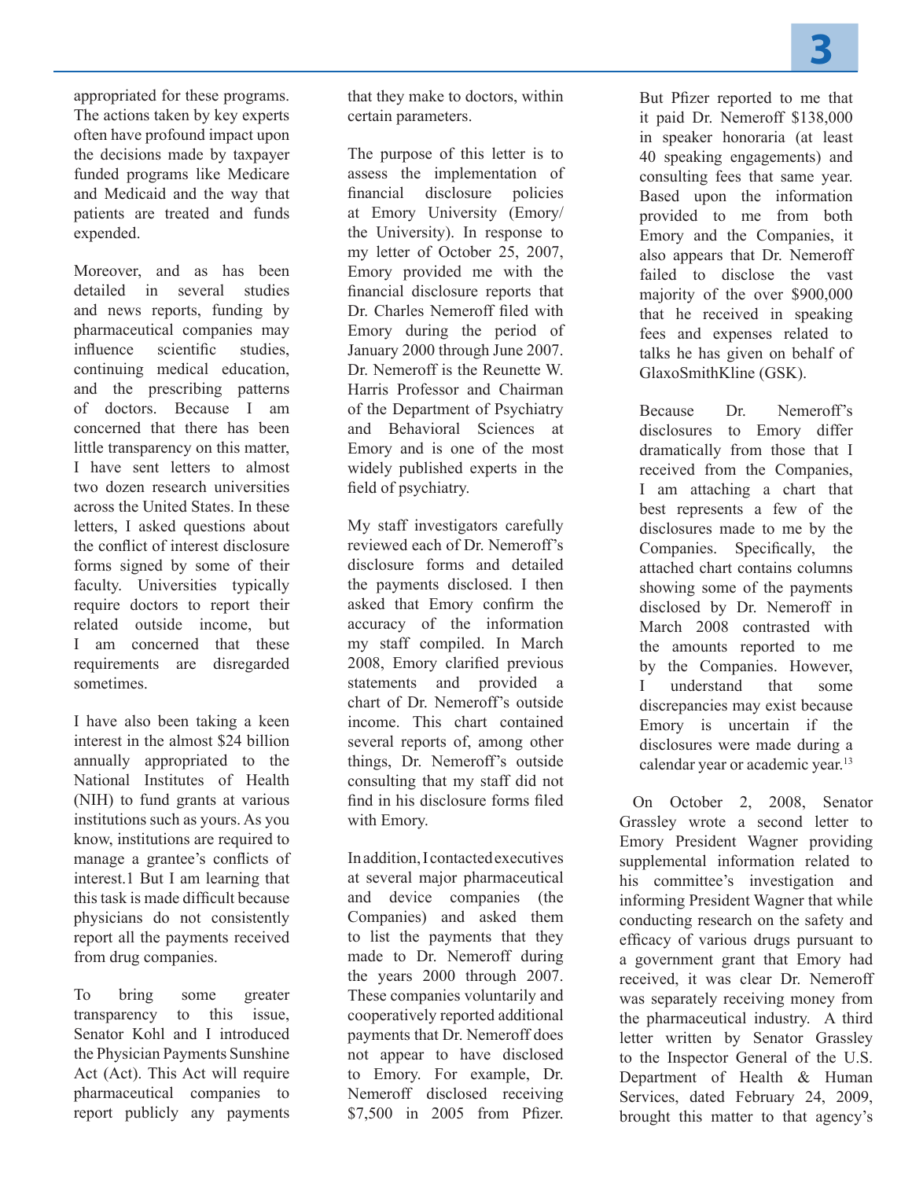appropriated for these programs. The actions taken by key experts often have profound impact upon the decisions made by taxpayer funded programs like Medicare and Medicaid and the way that patients are treated and funds expended.

Moreover, and as has been detailed in several studies and news reports, funding by pharmaceutical companies may influence scientific studies, continuing medical education, and the prescribing patterns of doctors. Because I am concerned that there has been little transparency on this matter, I have sent letters to almost two dozen research universities across the United States. In these letters, I asked questions about the conflict of interest disclosure forms signed by some of their faculty. Universities typically require doctors to report their related outside income, but I am concerned that these requirements are disregarded sometimes.

I have also been taking a keen interest in the almost $24 billion annually appropriated to the National Institutes of Health (NIH) to fund grants at various institutions such as yours. As you know, institutions are required to manage a grantee's conflicts of interest.1 But I am learning that this task is made difficult because physicians do not consistently report all the payments received from drug companies.

To bring some greater transparency to this issue, Senator Kohl and I introduced the Physician Payments Sunshine Act (Act). This Act will require pharmaceutical companies to report publicly any payments that they make to doctors, within certain parameters.

The purpose of this letter is to assess the implementation of financial disclosure policies at Emory University (Emory/ the University). In response to my letter of October 25, 2007, Emory provided me with the financial disclosure reports that Dr. Charles Nemeroff filed with Emory during the period of January 2000 through June 2007. Dr. Nemeroff is the Reunette W. Harris Professor and Chairman of the Department of Psychiatry and Behavioral Sciences at Emory and is one of the most widely published experts in the field of psychiatry.

My staff investigators carefully reviewed each of Dr. Nemeroff's disclosure forms and detailed the payments disclosed. I then asked that Emory confirm the accuracy of the information my staff compiled. In March 2008, Emory clarified previous statements and provided a chart of Dr. Nemeroff's outside income. This chart contained several reports of, among other things, Dr. Nemeroff's outside consulting that my staff did not find in his disclosure forms filed with Emory.

In addition, I contacted executives at several major pharmaceutical and device companies (the Companies) and asked them to list the payments that they made to Dr. Nemeroff during the years 2000 through 2007. These companies voluntarily and cooperatively reported additional payments that Dr. Nemeroff does not appear to have disclosed to Emory. For example, Dr. Nemeroff disclosed receiving $7,500 in 2005 from Pfizer. But Pfizer reported to me that it paid Dr. Nemeroff $138,000 in speaker honoraria (at least 40 speaking engagements) and consulting fees that same year. Based upon the information provided to me from both Emory and the Companies, it also appears that Dr. Nemeroff failed to disclose the vast majority of the over $900,000 that he received in speaking fees and expenses related to talks he has given on behalf of GlaxoSmithKline (GSK).

Because Dr. Nemeroff's disclosures to Emory differ dramatically from those that I received from the Companies, I am attaching a chart that best represents a few of the disclosures made to me by the Companies. Specifically, the attached chart contains columns showing some of the payments disclosed by Dr. Nemeroff in March 2008 contrasted with the amounts reported to me by the Companies. However, I understand that some discrepancies may exist because Emory is uncertain if the disclosures were made during a calendar year or academic year.[13]

On October 2, 2008, Senator Grassley wrote a second letter to Emory President Wagner providing supplemental information related to his committee's investigation and informing President Wagner that while conducting research on the safety and efficacy of various drugs pursuant to a government grant that Emory had received, it was clear Dr. Nemeroff was separately receiving money from the pharmaceutical industry. A third letter written by Senator Grassley to the Inspector General of the U.S. Department of Health & Human Services, dated February 24, 2009, brought this matter to that agency's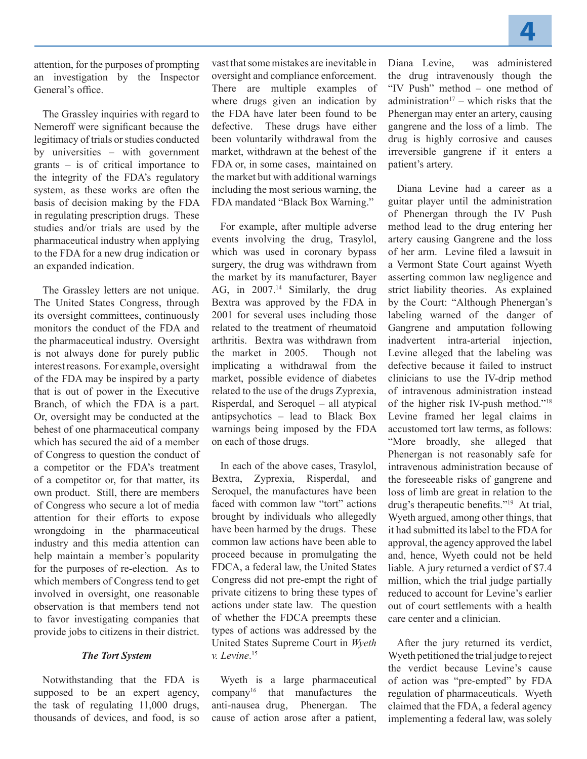attention, for the purposes of prompting an investigation by the Inspector General's office.

The Grassley inquiries with regard to Nemeroff were significant because the legitimacy of trials or studies conducted by universities – with government grants – is of critical importance to the integrity of the FDA's regulatory system, as these works are often the basis of decision making by the FDA in regulating prescription drugs. These studies and/or trials are used by the pharmaceutical industry when applying to the FDA for a new drug indication or an expanded indication.

The Grassley letters are not unique. The United States Congress, through its oversight committees, continuously monitors the conduct of the FDA and the pharmaceutical industry. Oversight is not always done for purely public interest reasons. For example, oversight of the FDA may be inspired by a party that is out of power in the Executive Branch, of which the FDA is a part. Or, oversight may be conducted at the behest of one pharmaceutical company which has secured the aid of a member of Congress to question the conduct of a competitor or the FDA's treatment of a competitor or, for that matter, its own product. Still, there are members of Congress who secure a lot of media attention for their efforts to expose wrongdoing in the pharmaceutical industry and this media attention can help maintain a member's popularity for the purposes of re-election. As to which members of Congress tend to get involved in oversight, one reasonable observation is that members tend not to favor investigating companies that provide jobs to citizens in their district.

### *The Tort System*

Notwithstanding that the FDA is supposed to be an expert agency, the task of regulating 11,000 drugs, thousands of devices, and food, is so vast that some mistakes are inevitable in oversight and compliance enforcement. There are multiple examples of where drugs given an indication by the FDA have later been found to be defective. These drugs have either been voluntarily withdrawal from the market, withdrawn at the behest of the FDA or, in some cases, maintained on the market but with additional warnings including the most serious warning, the FDA mandated "Black Box Warning."

For example, after multiple adverse events involving the drug, Trasylol, which was used in coronary bypass surgery, the drug was withdrawn from the market by its manufacturer, Bayer AG, in 2007.[14] Similarly, the drug Bextra was approved by the FDA in 2001 for several uses including those related to the treatment of rheumatoid arthritis. Bextra was withdrawn from the market in 2005. Though not implicating a withdrawal from the market, possible evidence of diabetes related to the use of the drugs Zyprexia, Risperdal, and Seroquel – all atypical antipsychotics – lead to Black Box warnings being imposed by the FDA on each of those drugs.

In each of the above cases, Trasylol, Bextra, Zyprexia, Risperdal, and Seroquel, the manufactures have been faced with common law "tort" actions brought by individuals who allegedly have been harmed by the drugs. These common law actions have been able to proceed because in promulgating the FDCA, a federal law, the United States Congress did not pre-empt the right of private citizens to bring these types of actions under state law. The question of whether the FDCA preempts these types of actions was addressed by the United States Supreme Court in *Wyeth v. Levine*.[15]

Wyeth is a large pharmaceutical company[16] that manufactures the anti-nausea drug, Phenergan. The cause of action arose after a patient, Diana Levine, was administered the drug intravenously though the "IV Push" method – one method of administration[17] – which risks that the Phenergan may enter an artery, causing gangrene and the loss of a limb. The drug is highly corrosive and causes irreversible gangrene if it enters a patient's artery.

Diana Levine had a career as a guitar player until the administration of Phenergan through the IV Push method lead to the drug entering her artery causing Gangrene and the loss of her arm. Levine filed a lawsuit in a Vermont State Court against Wyeth asserting common law negligence and strict liability theories. As explained by the Court: "Although Phenergan's labeling warned of the danger of Gangrene and amputation following inadvertent intra-arterial injection, Levine alleged that the labeling was defective because it failed to instruct clinicians to use the IV-drip method of intravenous administration instead of the higher risk IV-push method."[18] Levine framed her legal claims in accustomed tort law terms, as follows: "More broadly, she alleged that Phenergan is not reasonably safe for intravenous administration because of the foreseeable risks of gangrene and loss of limb are great in relation to the drug's therapeutic benefits."[19] At trial, Wyeth argued, among other things, that it had submitted its label to the FDA for approval, the agency approved the label and, hence, Wyeth could not be held liable. A jury returned a verdict of $7.4 million, which the trial judge partially reduced to account for Levine's earlier out of court settlements with a health care center and a clinician.

After the jury returned its verdict, Wyeth petitioned the trial judge to reject the verdict because Levine's cause of action was "pre-empted" by FDA regulation of pharmaceuticals. Wyeth claimed that the FDA, a federal agency implementing a federal law, was solely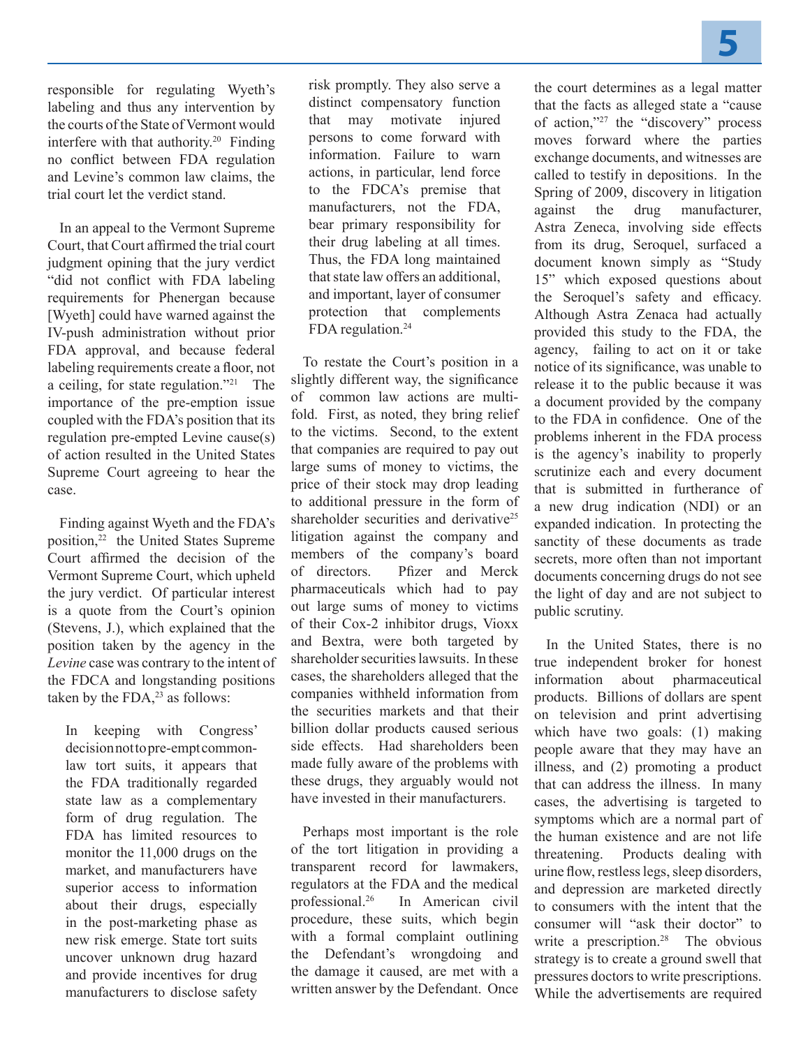responsible for regulating Wyeth's labeling and thus any intervention by the courts of the State of Vermont would interfere with that authority.[20] Finding no conflict between FDA regulation and Levine's common law claims, the trial court let the verdict stand.

In an appeal to the Vermont Supreme Court, that Court affirmed the trial court judgment opining that the jury verdict "did not conflict with FDA labeling requirements for Phenergan because [Wyeth] could have warned against the IV-push administration without prior FDA approval, and because federal labeling requirements create a floor, not a ceiling, for state regulation."[21] The importance of the pre-emption issue coupled with the FDA's position that its regulation pre-empted Levine cause(s) of action resulted in the United States Supreme Court agreeing to hear the case.

Finding against Wyeth and the FDA's position,[22] the United States Supreme Court affirmed the decision of the Vermont Supreme Court, which upheld the jury verdict. Of particular interest is a quote from the Court's opinion (Stevens, J.), which explained that the position taken by the agency in the *Levine* case was contrary to the intent of the FDCA and longstanding positions taken by the FDA,[23] as follows:

> In keeping with Congress' decision not to pre-empt common-law tort suits, it appears that the FDA traditionally regarded state law as a complementary form of drug regulation. The FDA has limited resources to monitor the 11,000 drugs on the market, and manufacturers have superior access to information about their drugs, especially in the post-marketing phase as new risk emerge. State tort suits uncover unknown drug hazard and provide incentives for drug manufacturers to disclose safety risk promptly. They also serve a distinct compensatory function that may motivate injured persons to come forward with information. Failure to warn actions, in particular, lend force to the FDCA's premise that manufacturers, not the FDA, bear primary responsibility for their drug labeling at all times. Thus, the FDA long maintained that state law offers an additional, and important, layer of consumer protection that complements FDA regulation.[24]

To restate the Court's position in a slightly different way, the significance of common law actions are multi-fold. First, as noted, they bring relief to the victims. Second, to the extent that companies are required to pay out large sums of money to victims, the price of their stock may drop leading to additional pressure in the form of shareholder securities and derivative[25] litigation against the company and members of the company's board of directors. Pfizer and Merck pharmaceuticals which had to pay out large sums of money to victims of their Cox-2 inhibitor drugs, Vioxx and Bextra, were both targeted by shareholder securities lawsuits. In these cases, the shareholders alleged that the companies withheld information from the securities markets and that their billion dollar products caused serious side effects. Had shareholders been made fully aware of the problems with these drugs, they arguably would not have invested in their manufacturers.

Perhaps most important is the role of the tort litigation in providing a transparent record for lawmakers, regulators at the FDA and the medical professional.[26] In American civil procedure, these suits, which begin with a formal complaint outlining the Defendant's wrongdoing and the damage it caused, are met with a written answer by the Defendant. Once the court determines as a legal matter that the facts as alleged state a "cause of action,"[27] the "discovery" process moves forward where the parties exchange documents, and witnesses are called to testify in depositions. In the Spring of 2009, discovery in litigation against the drug manufacturer, Astra Zeneca, involving side effects from its drug, Seroquel, surfaced a document known simply as "Study 15" which exposed questions about the Seroquel's safety and efficacy. Although Astra Zenaca had actually provided this study to the FDA, the agency, failing to act on it or take notice of its significance, was unable to release it to the public because it was a document provided by the company to the FDA in confidence. One of the problems inherent in the FDA process is the agency's inability to properly scrutinize each and every document that is submitted in furtherance of a new drug indication (NDI) or an expanded indication. In protecting the sanctity of these documents as trade secrets, more often than not important documents concerning drugs do not see the light of day and are not subject to public scrutiny.

In the United States, there is no true independent broker for honest information about pharmaceutical products. Billions of dollars are spent on television and print advertising which have two goals: (1) making people aware that they may have an illness, and (2) promoting a product that can address the illness. In many cases, the advertising is targeted to symptoms which are a normal part of the human existence and are not life threatening. Products dealing with urine flow, restless legs, sleep disorders, and depression are marketed directly to consumers with the intent that the consumer will "ask their doctor" to write a prescription.[28] The obvious strategy is to create a ground swell that pressures doctors to write prescriptions. While the advertisements are required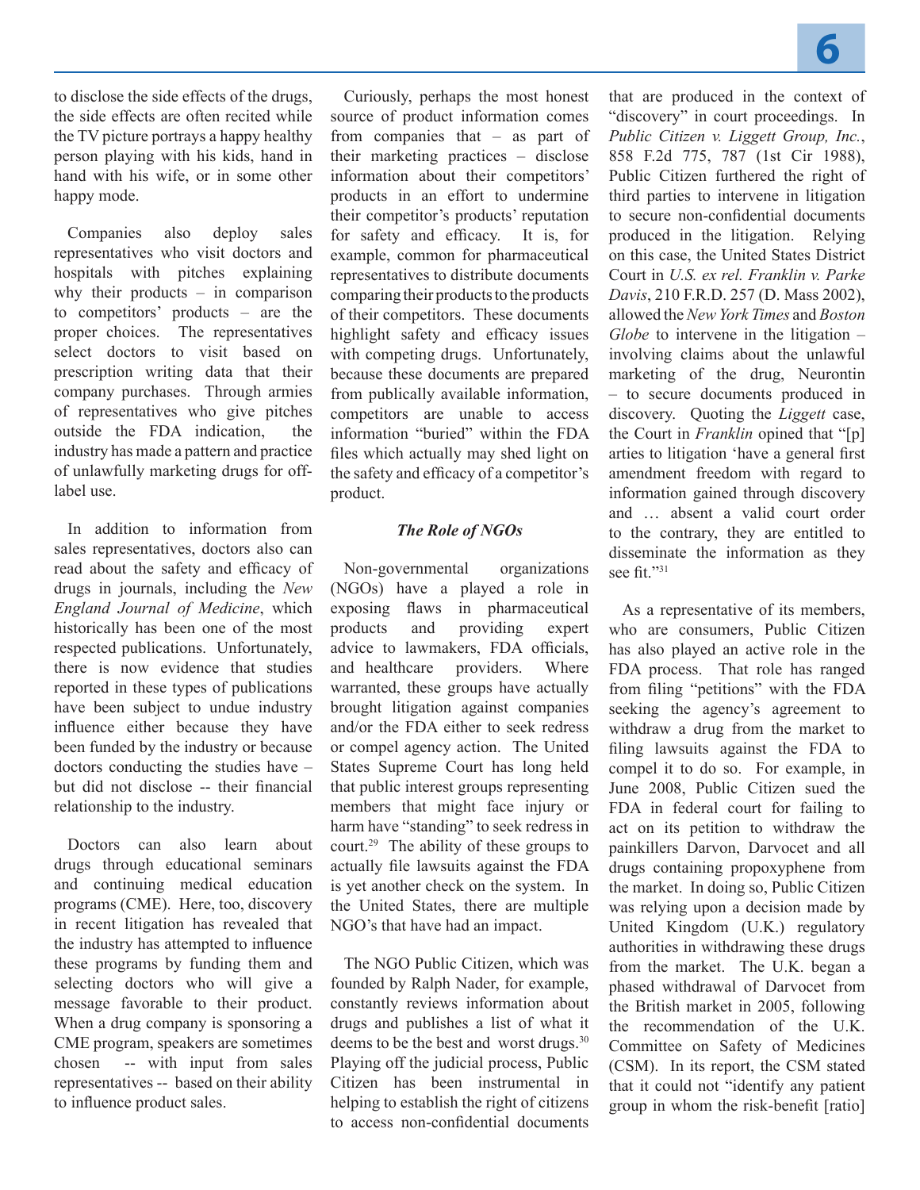to disclose the side effects of the drugs, the side effects are often recited while the TV picture portrays a happy healthy person playing with his kids, hand in hand with his wife, or in some other happy mode.

Companies also deploy sales representatives who visit doctors and hospitals with pitches explaining why their products – in comparison to competitors' products – are the proper choices. The representatives select doctors to visit based on prescription writing data that their company purchases. Through armies of representatives who give pitches outside the FDA indication, the industry has made a pattern and practice of unlawfully marketing drugs for off-label use.

In addition to information from sales representatives, doctors also can read about the safety and efficacy of drugs in journals, including the *New England Journal of Medicine*, which historically has been one of the most respected publications. Unfortunately, there is now evidence that studies reported in these types of publications have been subject to undue industry influence either because they have been funded by the industry or because doctors conducting the studies have -- but did not disclose -- their financial relationship to the industry.

Doctors can also learn about drugs through educational seminars and continuing medical education programs (CME). Here, too, discovery in recent litigation has revealed that the industry has attempted to influence these programs by funding them and selecting doctors who will give a message favorable to their product. When a drug company is sponsoring a CME program, speakers are sometimes chosen -- with input from sales representatives -- based on their ability to influence product sales.

Curiously, perhaps the most honest source of product information comes from companies that – as part of their marketing practices – disclose information about their competitors' products in an effort to undermine their competitor's products' reputation for safety and efficacy. It is, for example, common for pharmaceutical representatives to distribute documents comparing their products to the products of their competitors. These documents highlight safety and efficacy issues with competing drugs. Unfortunately, because these documents are prepared from publically available information, competitors are unable to access information "buried" within the FDA files which actually may shed light on the safety and efficacy of a competitor's product.

***The Role of NGOs***

Non-governmental organizations (NGOs) have a played a role in exposing flaws in pharmaceutical products and providing expert advice to lawmakers, FDA officials, and healthcare providers. Where warranted, these groups have actually brought litigation against companies and/or the FDA either to seek redress or compel agency action. The United States Supreme Court has long held that public interest groups representing members that might face injury or harm have "standing" to seek redress in court.[29] The ability of these groups to actually file lawsuits against the FDA is yet another check on the system. In the United States, there are multiple NGO's that have had an impact.

The NGO Public Citizen, which was founded by Ralph Nader, for example, constantly reviews information about drugs and publishes a list of what it deems to be the best and worst drugs.[30] Playing off the judicial process, Public Citizen has been instrumental in helping to establish the right of citizens to access non-confidential documents that are produced in the context of "discovery" in court proceedings. In *Public Citizen v. Liggett Group, Inc.*, 858 F.2d 775, 787 (1st Cir 1988), Public Citizen furthered the right of third parties to intervene in litigation to secure non-confidential documents produced in the litigation. Relying on this case, the United States District Court in *U.S. ex rel. Franklin v. Parke Davis*, 210 F.R.D. 257 (D. Mass 2002), allowed the *New York Times* and *Boston Globe* to intervene in the litigation – involving claims about the unlawful marketing of the drug, Neurontin – to secure documents produced in discovery. Quoting the *Liggett* case, the Court in *Franklin* opined that "[p]arties to litigation 'have a general first amendment freedom with regard to information gained through discovery and … absent a valid court order to the contrary, they are entitled to disseminate the information as they see fit."[31]

As a representative of its members, who are consumers, Public Citizen has also played an active role in the FDA process. That role has ranged from filing "petitions" with the FDA seeking the agency's agreement to withdraw a drug from the market to filing lawsuits against the FDA to compel it to do so. For example, in June 2008, Public Citizen sued the FDA in federal court for failing to act on its petition to withdraw the painkillers Darvon, Darvocet and all drugs containing propoxyphene from the market. In doing so, Public Citizen was relying upon a decision made by United Kingdom (U.K.) regulatory authorities in withdrawing these drugs from the market. The U.K. began a phased withdrawal of Darvocet from the British market in 2005, following the recommendation of the U.K. Committee on Safety of Medicines (CSM). In its report, the CSM stated that it could not "identify any patient group in whom the risk-benefit [ratio]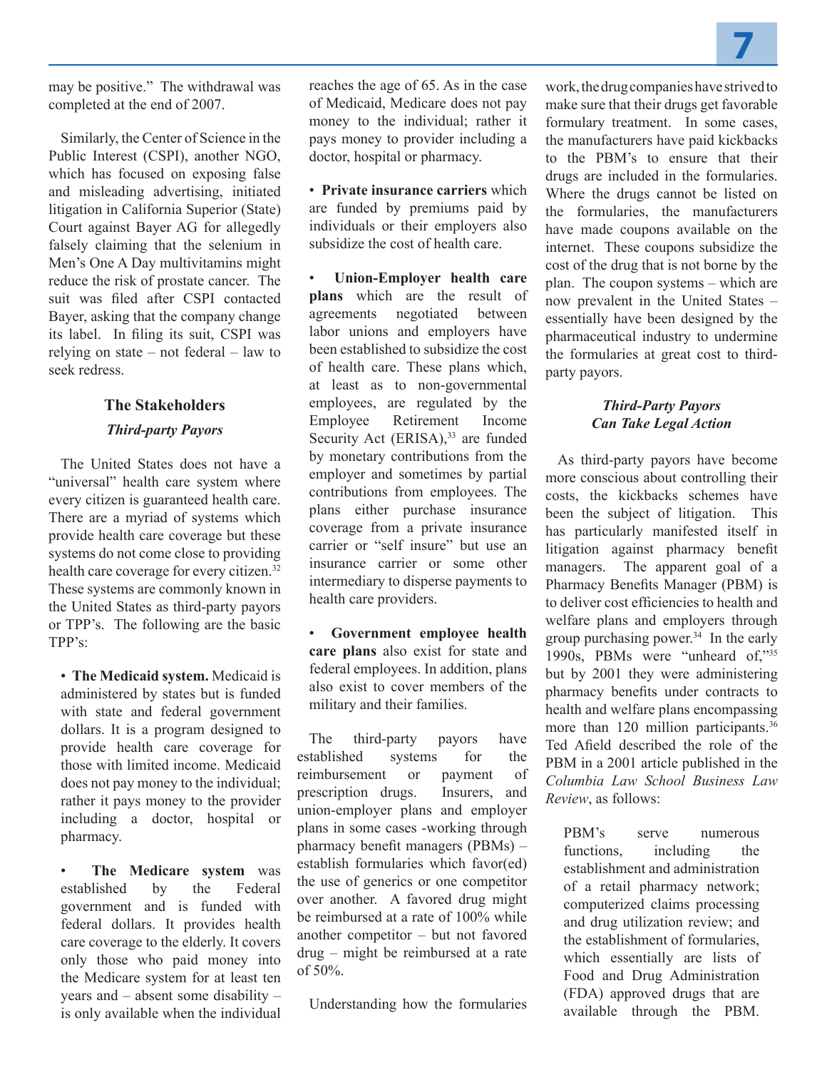may be positive." The withdrawal was completed at the end of 2007.

Similarly, the Center of Science in the Public Interest (CSPI), another NGO, which has focused on exposing false and misleading advertising, initiated litigation in California Superior (State) Court against Bayer AG for allegedly falsely claiming that the selenium in Men's One A Day multivitamins might reduce the risk of prostate cancer. The suit was filed after CSPI contacted Bayer, asking that the company change its label. In filing its suit, CSPI was relying on state – not federal – law to seek redress.

## The Stakeholders

### *Third-party Payors*

The United States does not have a "universal" health care system where every citizen is guaranteed health care. There are a myriad of systems which provide health care coverage but these systems do not come close to providing health care coverage for every citizen.[32] These systems are commonly known in the United States as third-party payors or TPP's. The following are the basic TPP's:

- **The Medicaid system.** Medicaid is administered by states but is funded with state and federal government dollars. It is a program designed to provide health care coverage for those with limited income. Medicaid does not pay money to the individual; rather it pays money to the provider including a doctor, hospital or pharmacy.

- **The Medicare system** was established by the Federal government and is funded with federal dollars. It provides health care coverage to the elderly. It covers only those who paid money into the Medicare system for at least ten years and – absent some disability – is only available when the individual reaches the age of 65. As in the case of Medicaid, Medicare does not pay money to the individual; rather it pays money to provider including a doctor, hospital or pharmacy.

- **Private insurance carriers** which are funded by premiums paid by individuals or their employers also subsidize the cost of health care.

- **Union-Employer health care plans** which are the result of agreements negotiated between labor unions and employers have been established to subsidize the cost of health care. These plans which, at least as to non-governmental employees, are regulated by the Employee Retirement Income Security Act (ERISA),[33] are funded by monetary contributions from the employer and sometimes by partial contributions from employees. The plans either purchase insurance coverage from a private insurance carrier or "self insure" but use an insurance carrier or some other intermediary to disperse payments to health care providers.

- **Government employee health care plans** also exist for state and federal employees. In addition, plans also exist to cover members of the military and their families.

The third-party payors have established systems for the reimbursement or payment of prescription drugs. Insurers, and union-employer plans and employer plans in some cases -working through pharmacy benefit managers (PBMs) – establish formularies which favor(ed) the use of generics or one competitor over another. A favored drug might be reimbursed at a rate of 100% while another competitor – but not favored drug – might be reimbursed at a rate of 50%.

Understanding how the formularies work, the drug companies have strived to make sure that their drugs get favorable formulary treatment. In some cases, the manufacturers have paid kickbacks to the PBM's to ensure that their drugs are included in the formularies. Where the drugs cannot be listed on the formularies, the manufacturers have made coupons available on the internet. These coupons subsidize the cost of the drug that is not borne by the plan. The coupon systems – which are now prevalent in the United States – essentially have been designed by the pharmaceutical industry to undermine the formularies at great cost to third-party payors.

### *Third-Party Payors Can Take Legal Action*

As third-party payors have become more conscious about controlling their costs, the kickbacks schemes have been the subject of litigation. This has particularly manifested itself in litigation against pharmacy benefit managers. The apparent goal of a Pharmacy Benefits Manager (PBM) is to deliver cost efficiencies to health and welfare plans and employers through group purchasing power.[34] In the early 1990s, PBMs were "unheard of,"[35] but by 2001 they were administering pharmacy benefits under contracts to health and welfare plans encompassing more than 120 million participants.[36] Ted Afield described the role of the PBM in a 2001 article published in the *Columbia Law School Business Law Review*, as follows:

> PBM's serve numerous functions, including the establishment and administration of a retail pharmacy network; computerized claims processing and drug utilization review; and the establishment of formularies, which essentially are lists of Food and Drug Administration (FDA) approved drugs that are available through the PBM.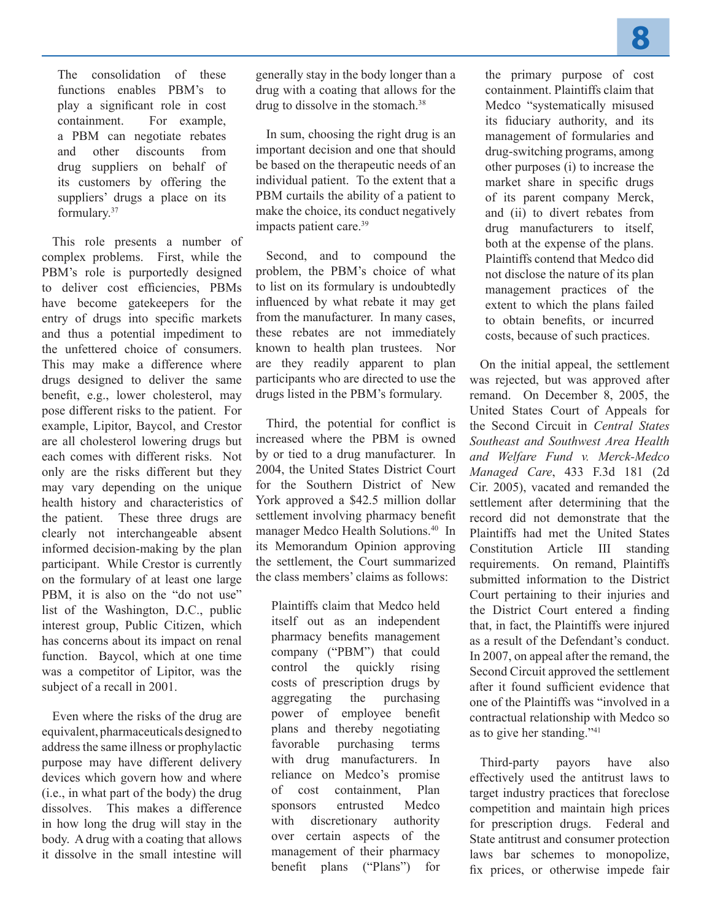> The consolidation of these functions enables PBM's to play a significant role in cost containment. For example, a PBM can negotiate rebates and other discounts from drug suppliers on behalf of its customers by offering the suppliers' drugs a place on its formulary.[37]

This role presents a number of complex problems. First, while the PBM's role is purportedly designed to deliver cost efficiencies, PBMs have become gatekeepers for the entry of drugs into specific markets and thus a potential impediment to the unfettered choice of consumers. This may make a difference where drugs designed to deliver the same benefit, e.g., lower cholesterol, may pose different risks to the patient. For example, Lipitor, Baycol, and Crestor are all cholesterol lowering drugs but each comes with different risks. Not only are the risks different but they may vary depending on the unique health history and characteristics of the patient. These three drugs are clearly not interchangeable absent informed decision-making by the plan participant. While Crestor is currently on the formulary of at least one large PBM, it is also on the "do not use" list of the Washington, D.C., public interest group, Public Citizen, which has concerns about its impact on renal function. Baycol, which at one time was a competitor of Lipitor, was the subject of a recall in 2001.

Even where the risks of the drug are equivalent, pharmaceuticals designed to address the same illness or prophylactic purpose may have different delivery devices which govern how and where (i.e., in what part of the body) the drug dissolves. This makes a difference in how long the drug will stay in the body. A drug with a coating that allows it dissolve in the small intestine will generally stay in the body longer than a drug with a coating that allows for the drug to dissolve in the stomach.[38]

In sum, choosing the right drug is an important decision and one that should be based on the therapeutic needs of an individual patient. To the extent that a PBM curtails the ability of a patient to make the choice, its conduct negatively impacts patient care.[39]

Second, and to compound the problem, the PBM's choice of what to list on its formulary is undoubtedly influenced by what rebate it may get from the manufacturer. In many cases, these rebates are not immediately known to health plan trustees. Nor are they readily apparent to plan participants who are directed to use the drugs listed in the PBM's formulary.

Third, the potential for conflict is increased where the PBM is owned by or tied to a drug manufacturer. In 2004, the United States District Court for the Southern District of New York approved a $42.5 million dollar settlement involving pharmacy benefit manager Medco Health Solutions.[40] In its Memorandum Opinion approving the settlement, the Court summarized the class members' claims as follows:

> Plaintiffs claim that Medco held itself out as an independent pharmacy benefits management company ("PBM") that could control the quickly rising costs of prescription drugs by aggregating the purchasing power of employee benefit plans and thereby negotiating favorable purchasing terms with drug manufacturers. In reliance on Medco's promise of cost containment, Plan sponsors entrusted Medco with discretionary authority over certain aspects of the management of their pharmacy benefit plans ("Plans") for the primary purpose of cost containment. Plaintiffs claim that Medco "systematically misused its fiduciary authority, and its management of formularies and drug-switching programs, among other purposes (i) to increase the market share in specific drugs of its parent company Merck, and (ii) to divert rebates from drug manufacturers to itself, both at the expense of the plans. Plaintiffs contend that Medco did not disclose the nature of its plan management practices of the extent to which the plans failed to obtain benefits, or incurred costs, because of such practices.

On the initial appeal, the settlement was rejected, but was approved after remand. On December 8, 2005, the United States Court of Appeals for the Second Circuit in *Central States Southeast and Southwest Area Health and Welfare Fund v. Merck-Medco Managed Care*, 433 F.3d 181 (2d Cir. 2005), vacated and remanded the settlement after determining that the record did not demonstrate that the Plaintiffs had met the United States Constitution Article III standing requirements. On remand, Plaintiffs submitted information to the District Court pertaining to their injuries and the District Court entered a finding that, in fact, the Plaintiffs were injured as a result of the Defendant's conduct. In 2007, on appeal after the remand, the Second Circuit approved the settlement after it found sufficient evidence that one of the Plaintiffs was "involved in a contractual relationship with Medco so as to give her standing."[41]

Third-party payors have also effectively used the antitrust laws to target industry practices that foreclose competition and maintain high prices for prescription drugs. Federal and State antitrust and consumer protection laws bar schemes to monopolize, fix prices, or otherwise impede fair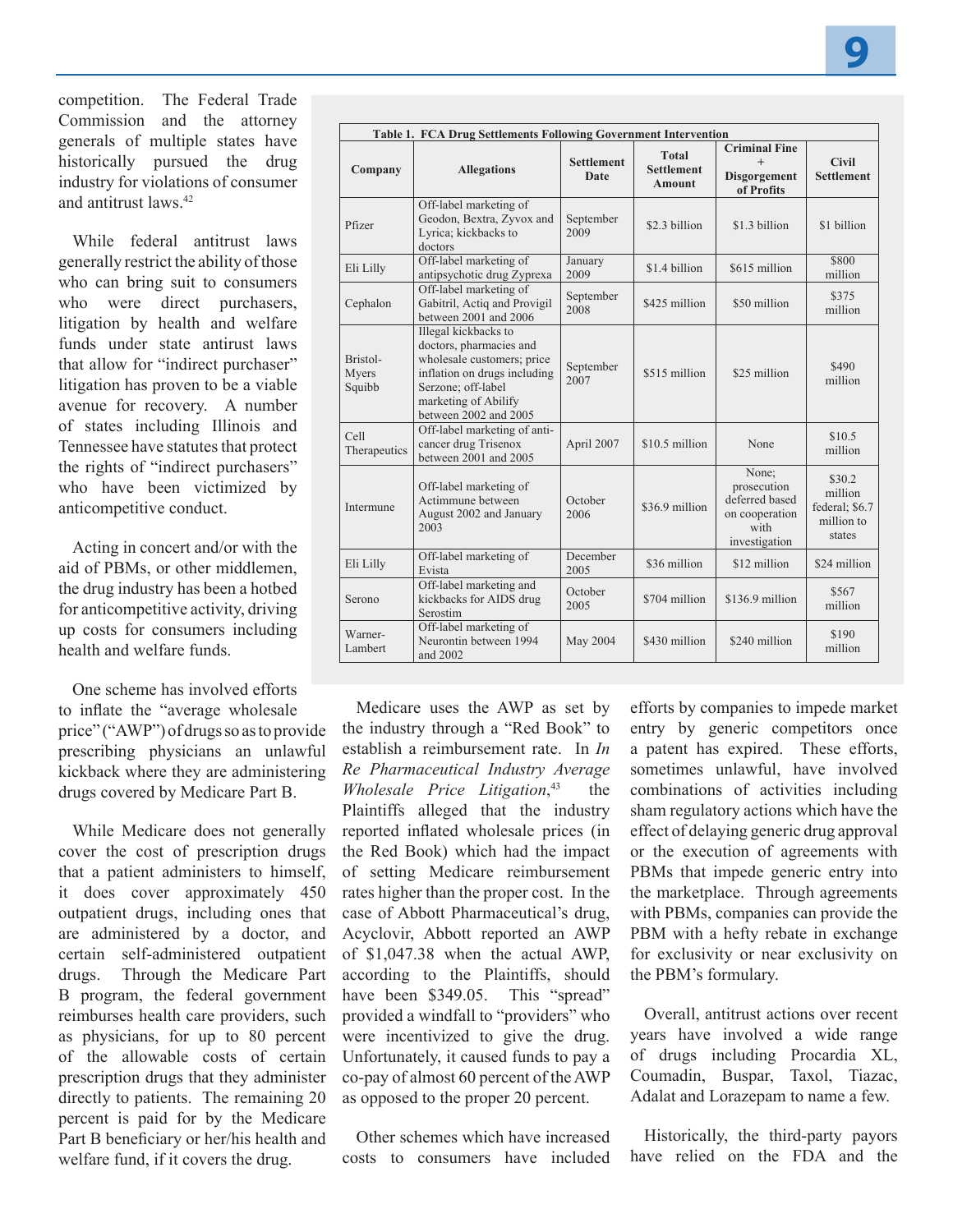competition. The Federal Trade Commission and the attorney generals of multiple states have historically pursued the drug industry for violations of consumer and antitrust laws.[42]

While federal antitrust laws generally restrict the ability of those who can bring suit to consumers who were direct purchasers, litigation by health and welfare funds under state antitrust laws that allow for "indirect purchaser" litigation has proven to be a viable avenue for recovery. A number of states including Illinois and Tennessee have statutes that protect the rights of "indirect purchasers" who have been victimized by anticompetitive conduct.

Acting in concert and/or with the aid of PBMs, or other middlemen, the drug industry has been a hotbed for anticompetitive activity, driving up costs for consumers including health and welfare funds.

**Table 1. FCA Drug Settlements Following Government Intervention**

| Company | Allegations | Settlement Date | Total Settlement Amount | Criminal Fine + Disgorgement of Profits | Civil Settlement |
|---|---|---|---|---|---|
| Pfizer | Off-label marketing of Geodon, Bextra, Zyvox and Lyrica; kickbacks to doctors | September 2009 | $2.3 billion | $1.3 billion | $1 billion |
| Eli Lilly | Off-label marketing of antipsychotic drug Zyprexa | January 2009 | $1.4 billion | $615 million | $800 million |
| Cephalon | Off-label marketing of Gabitril, Actiq and Provigil between 2001 and 2006 | September 2008 | $425 million | $50 million | $375 million |
| Bristol-Myers Squibb | Illegal kickbacks to doctors, pharmacies and wholesale customers; price inflation on drugs including Serzone; off-label marketing of Abilify between 2002 and 2005 | September 2007 | $515 million | $25 million | $490 million |
| Cell Therapeutics | Off-label marketing of anti-cancer drug Trisenox between 2001 and 2005 | April 2007 | $10.5 million | None | $10.5 million |
| Intermune | Off-label marketing of Actimmune between August 2002 and January 2003 | October 2006 | $36.9 million | None; prosecution deferred based on cooperation with investigation | $30.2 million federal; $6.7 million to states |
| Eli Lilly | Off-label marketing of Evista | December 2005 | $36 million | $12 million | $24 million |
| Serono | Off-label marketing and kickbacks for AIDS drug Serostim | October 2005 | $704 million | $136.9 million | $567 million |
| Warner-Lambert | Off-label marketing of Neurontin between 1994 and 2002 | May 2004 | $430 million | $240 million | $190 million |

One scheme has involved efforts to inflate the "average wholesale price" ("AWP") of drugs so as to provide prescribing physicians an unlawful kickback where they are administering drugs covered by Medicare Part B.

While Medicare does not generally cover the cost of prescription drugs that a patient administers to himself, it does cover approximately 450 outpatient drugs, including ones that are administered by a doctor, and certain self-administered outpatient drugs. Through the Medicare Part B program, the federal government reimburses health care providers, such as physicians, for up to 80 percent of the allowable costs of certain prescription drugs that they administer directly to patients. The remaining 20 percent is paid for by the Medicare Part B beneficiary or her/his health and welfare fund, if it covers the drug.

Medicare uses the AWP as set by the industry through a "Red Book" to establish a reimbursement rate. In *In Re Pharmaceutical Industry Average Wholesale Price Litigation*,[43] the Plaintiffs alleged that the industry reported inflated wholesale prices (in the Red Book) which had the impact of setting Medicare reimbursement rates higher than the proper cost. In the case of Abbott Pharmaceutical's drug, Acyclovir, Abbott reported an AWP of $1,047.38 when the actual AWP, according to the Plaintiffs, should have been $349.05. This "spread" provided a windfall to "providers" who were incentivized to give the drug. Unfortunately, it caused funds to pay a co-pay of almost 60 percent of the AWP as opposed to the proper 20 percent.

Other schemes which have increased costs to consumers have included efforts by companies to impede market entry by generic competitors once a patent has expired. These efforts, sometimes unlawful, have involved combinations of activities including sham regulatory actions which have the effect of delaying generic drug approval or the execution of agreements with PBMs that impede generic entry into the marketplace. Through agreements with PBMs, companies can provide the PBM with a hefty rebate in exchange for exclusivity or near exclusivity on the PBM's formulary.

Overall, antitrust actions over recent years have involved a wide range of drugs including Procardia XL, Coumadin, Buspar, Taxol, Tiazac, Adalat and Lorazepam to name a few.

Historically, the third-party payors have relied on the FDA and the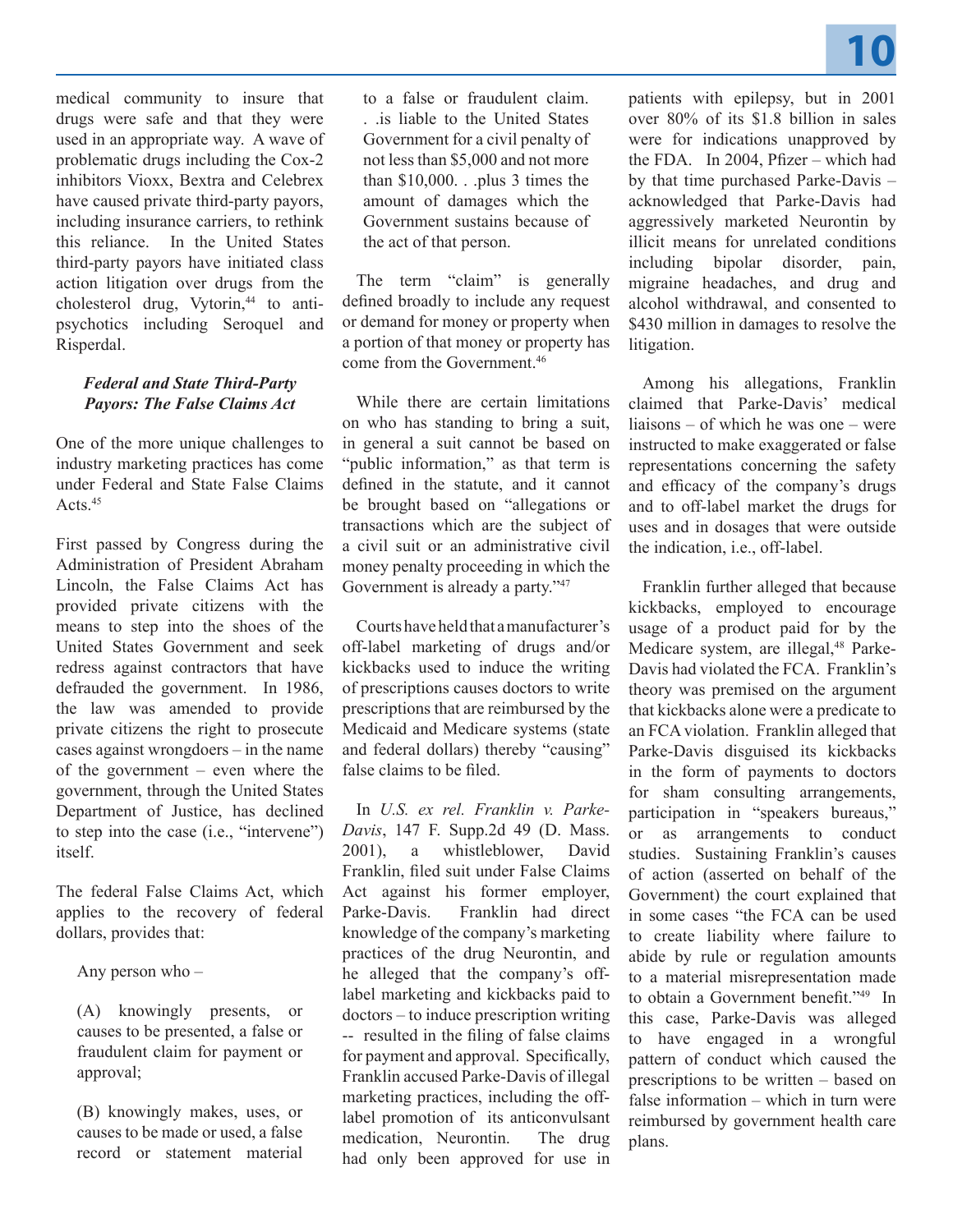medical community to insure that drugs were safe and that they were used in an appropriate way. A wave of problematic drugs including the Cox-2 inhibitors Vioxx, Bextra and Celebrex have caused private third-party payors, including insurance carriers, to rethink this reliance. In the United States third-party payors have initiated class action litigation over drugs from the cholesterol drug, Vytorin,[44] to anti-psychotics including Seroquel and Risperdal.

### *Federal and State Third-Party Payors: The False Claims Act*

One of the more unique challenges to industry marketing practices has come under Federal and State False Claims Acts.[45]

First passed by Congress during the Administration of President Abraham Lincoln, the False Claims Act has provided private citizens with the means to step into the shoes of the United States Government and seek redress against contractors that have defrauded the government. In 1986, the law was amended to provide private citizens the right to prosecute cases against wrongdoers – in the name of the government – even where the government, through the United States Department of Justice, has declined to step into the case (i.e., "intervene") itself.

The federal False Claims Act, which applies to the recovery of federal dollars, provides that:

> Any person who –
>
> (A) knowingly presents, or causes to be presented, a false or fraudulent claim for payment or approval;
>
> (B) knowingly makes, uses, or causes to be made or used, a false record or statement material to a false or fraudulent claim. . .is liable to the United States Government for a civil penalty of not less than $5,000 and not more than $10,000. . .plus 3 times the amount of damages which the Government sustains because of the act of that person.

The term "claim" is generally defined broadly to include any request or demand for money or property when a portion of that money or property has come from the Government.[46]

While there are certain limitations on who has standing to bring a suit, in general a suit cannot be based on "public information," as that term is defined in the statute, and it cannot be brought based on "allegations or transactions which are the subject of a civil suit or an administrative civil money penalty proceeding in which the Government is already a party."[47]

Courts have held that a manufacturer's off-label marketing of drugs and/or kickbacks used to induce the writing of prescriptions causes doctors to write prescriptions that are reimbursed by the Medicaid and Medicare systems (state and federal dollars) thereby "causing" false claims to be filed.

In *U.S. ex rel. Franklin v. Parke-Davis*, 147 F. Supp.2d 49 (D. Mass. 2001), a whistleblower, David Franklin, filed suit under False Claims Act against his former employer, Parke-Davis. Franklin had direct knowledge of the company's marketing practices of the drug Neurontin, and he alleged that the company's off-label marketing and kickbacks paid to doctors – to induce prescription writing -- resulted in the filing of false claims for payment and approval. Specifically, Franklin accused Parke-Davis of illegal marketing practices, including the off-label promotion of its anticonvulsant medication, Neurontin. The drug had only been approved for use in patients with epilepsy, but in 2001 over 80% of its $1.8 billion in sales were for indications unapproved by the FDA. In 2004, Pfizer – which had by that time purchased Parke-Davis – acknowledged that Parke-Davis had aggressively marketed Neurontin by illicit means for unrelated conditions including bipolar disorder, pain, migraine headaches, and drug and alcohol withdrawal, and consented to $430 million in damages to resolve the litigation.

Among his allegations, Franklin claimed that Parke-Davis' medical liaisons – of which he was one – were instructed to make exaggerated or false representations concerning the safety and efficacy of the company's drugs and to off-label market the drugs for uses and in dosages that were outside the indication, i.e., off-label.

Franklin further alleged that because kickbacks, employed to encourage usage of a product paid for by the Medicare system, are illegal,[48] Parke-Davis had violated the FCA. Franklin's theory was premised on the argument that kickbacks alone were a predicate to an FCA violation. Franklin alleged that Parke-Davis disguised its kickbacks in the form of payments to doctors for sham consulting arrangements, participation in "speakers bureaus," or as arrangements to conduct studies. Sustaining Franklin's causes of action (asserted on behalf of the Government) the court explained that in some cases "the FCA can be used to create liability where failure to abide by rule or regulation amounts to a material misrepresentation made to obtain a Government benefit."[49] In this case, Parke-Davis was alleged to have engaged in a wrongful pattern of conduct which caused the prescriptions to be written – based on false information – which in turn were reimbursed by government health care plans.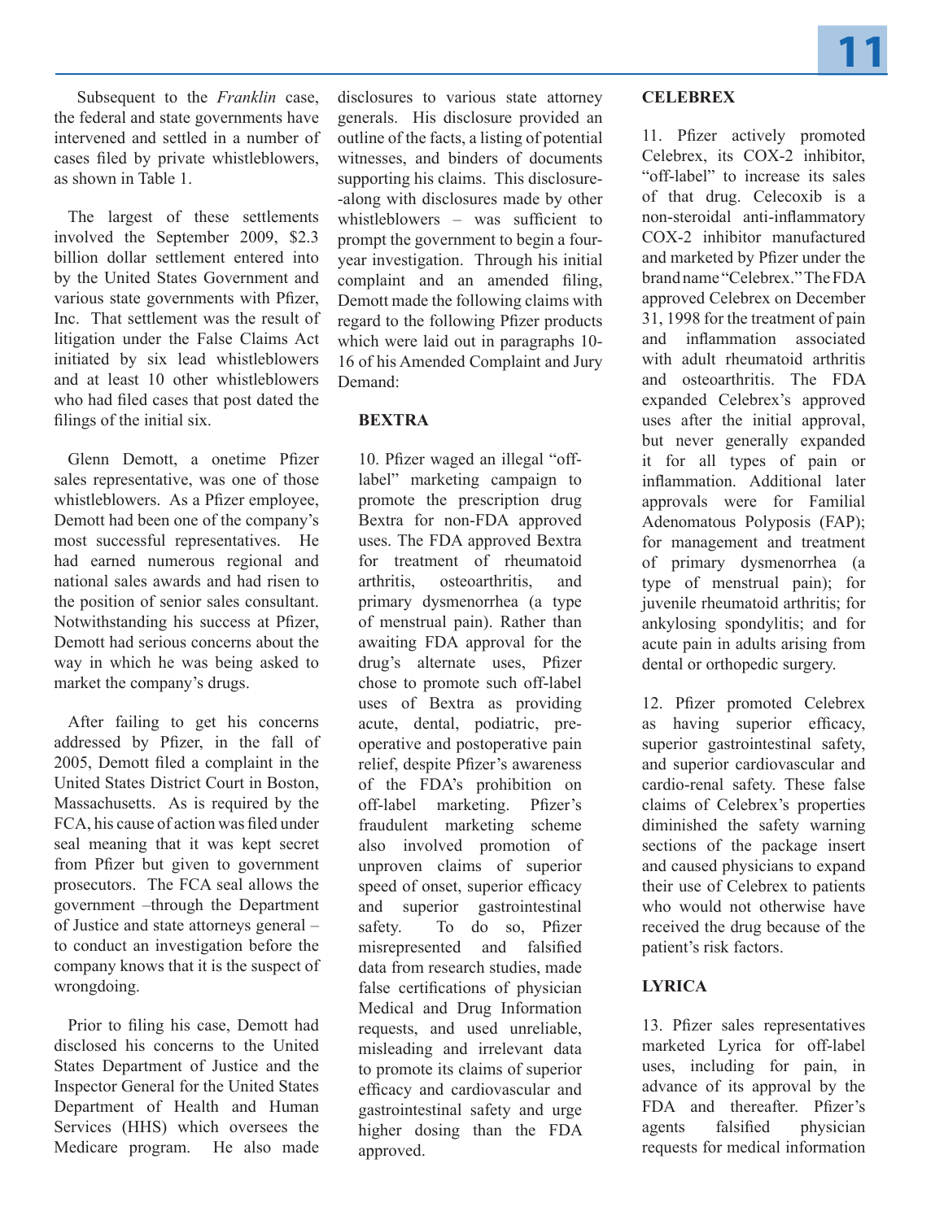Subsequent to the *Franklin* case, the federal and state governments have intervened and settled in a number of cases filed by private whistleblowers, as shown in Table 1.

The largest of these settlements involved the September 2009, $2.3 billion dollar settlement entered into by the United States Government and various state governments with Pfizer, Inc. That settlement was the result of litigation under the False Claims Act initiated by six lead whistleblowers and at least 10 other whistleblowers who had filed cases that post dated the filings of the initial six.

Glenn Demott, a onetime Pfizer sales representative, was one of those whistleblowers. As a Pfizer employee, Demott had been one of the company's most successful representatives. He had earned numerous regional and national sales awards and had risen to the position of senior sales consultant. Notwithstanding his success at Pfizer, Demott had serious concerns about the way in which he was being asked to market the company's drugs.

After failing to get his concerns addressed by Pfizer, in the fall of 2005, Demott filed a complaint in the United States District Court in Boston, Massachusetts. As is required by the FCA, his cause of action was filed under seal meaning that it was kept secret from Pfizer but given to government prosecutors. The FCA seal allows the government –through the Department of Justice and state attorneys general – to conduct an investigation before the company knows that it is the suspect of wrongdoing.

Prior to filing his case, Demott had disclosed his concerns to the United States Department of Justice and the Inspector General for the United States Department of Health and Human Services (HHS) which oversees the Medicare program. He also made disclosures to various state attorney generals. His disclosure provided an outline of the facts, a listing of potential witnesses, and binders of documents supporting his claims. This disclosure--along with disclosures made by other whistleblowers – was sufficient to prompt the government to begin a four-year investigation. Through his initial complaint and an amended filing, Demott made the following claims with regard to the following Pfizer products which were laid out in paragraphs 10-16 of his Amended Complaint and Jury Demand:

**BEXTRA**

10. Pfizer waged an illegal "off-label" marketing campaign to promote the prescription drug Bextra for non-FDA approved uses. The FDA approved Bextra for treatment of rheumatoid arthritis, osteoarthritis, and primary dysmenorrhea (a type of menstrual pain). Rather than awaiting FDA approval for the drug's alternate uses, Pfizer chose to promote such off-label uses of Bextra as providing acute, dental, podiatric, pre-operative and postoperative pain relief, despite Pfizer's awareness of the FDA's prohibition on off-label marketing. Pfizer's fraudulent marketing scheme also involved promotion of unproven claims of superior speed of onset, superior efficacy and superior gastrointestinal safety. To do so, Pfizer misrepresented and falsified data from research studies, made false certifications of physician Medical and Drug Information requests, and used unreliable, misleading and irrelevant data to promote its claims of superior efficacy and cardiovascular and gastrointestinal safety and urge higher dosing than the FDA approved.

**CELEBREX**

11. Pfizer actively promoted Celebrex, its COX-2 inhibitor, "off-label" to increase its sales of that drug. Celecoxib is a non-steroidal anti-inflammatory COX-2 inhibitor manufactured and marketed by Pfizer under the brand name "Celebrex." The FDA approved Celebrex on December 31, 1998 for the treatment of pain and inflammation associated with adult rheumatoid arthritis and osteoarthritis. The FDA expanded Celebrex's approved uses after the initial approval, but never generally expanded it for all types of pain or inflammation. Additional later approvals were for Familial Adenomatous Polyposis (FAP); for management and treatment of primary dysmenorrhea (a type of menstrual pain); for juvenile rheumatoid arthritis; for ankylosing spondylitis; and for acute pain in adults arising from dental or orthopedic surgery.

12. Pfizer promoted Celebrex as having superior efficacy, superior gastrointestinal safety, and superior cardiovascular and cardio-renal safety. These false claims of Celebrex's properties diminished the safety warning sections of the package insert and caused physicians to expand their use of Celebrex to patients who would not otherwise have received the drug because of the patient's risk factors.

**LYRICA**

13. Pfizer sales representatives marketed Lyrica for off-label uses, including for pain, in advance of its approval by the FDA and thereafter. Pfizer's agents falsified physician requests for medical information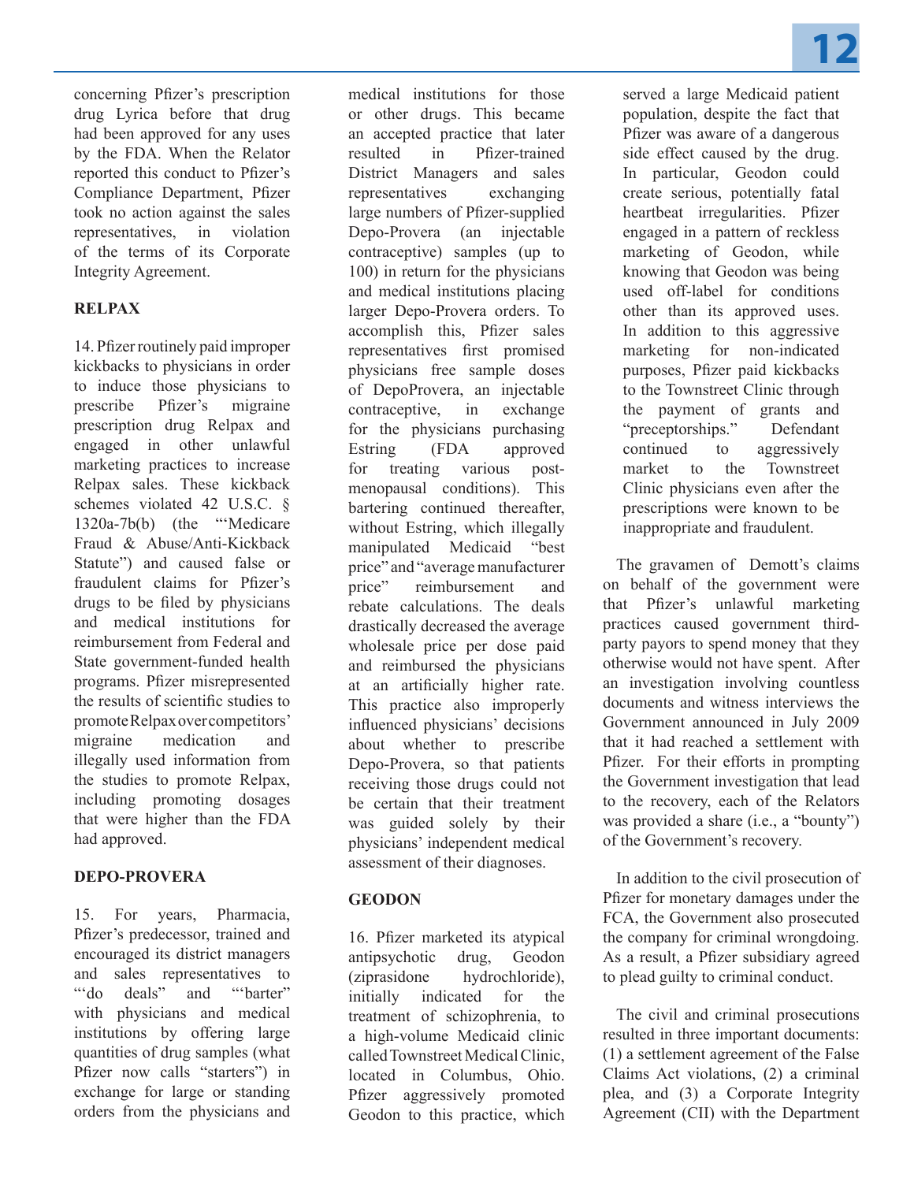concerning Pfizer's prescription drug Lyrica before that drug had been approved for any uses by the FDA. When the Relator reported this conduct to Pfizer's Compliance Department, Pfizer took no action against the sales representatives, in violation of the terms of its Corporate Integrity Agreement.

**RELPAX**

14. Pfizer routinely paid improper kickbacks to physicians in order to induce those physicians to prescribe Pfizer's migraine prescription drug Relpax and engaged in other unlawful marketing practices to increase Relpax sales. These kickback schemes violated 42 U.S.C. § 1320a-7b(b) (the "'Medicare Fraud & Abuse/Anti-Kickback Statute") and caused false or fraudulent claims for Pfizer's drugs to be filed by physicians and medical institutions for reimbursement from Federal and State government-funded health programs. Pfizer misrepresented the results of scientific studies to promote Relpax over competitors' migraine medication and illegally used information from the studies to promote Relpax, including promoting dosages that were higher than the FDA had approved.

**DEPO-PROVERA**

15. For years, Pharmacia, Pfizer's predecessor, trained and encouraged its district managers and sales representatives to "'do deals" and "'barter" with physicians and medical institutions by offering large quantities of drug samples (what Pfizer now calls "starters") in exchange for large or standing orders from the physicians and medical institutions for those or other drugs. This became an accepted practice that later resulted in Pfizer-trained District Managers and sales representatives exchanging large numbers of Pfizer-supplied Depo-Provera (an injectable contraceptive) samples (up to 100) in return for the physicians and medical institutions placing larger Depo-Provera orders. To accomplish this, Pfizer sales representatives first promised physicians free sample doses of DepoProvera, an injectable contraceptive, in exchange for the physicians purchasing Estring (FDA approved for treating various post-menopausal conditions). This bartering continued thereafter, without Estring, which illegally manipulated Medicaid "best price" and "average manufacturer price" reimbursement and rebate calculations. The deals drastically decreased the average wholesale price per dose paid and reimbursed the physicians at an artificially higher rate. This practice also improperly influenced physicians' decisions about whether to prescribe Depo-Provera, so that patients receiving those drugs could not be certain that their treatment was guided solely by their physicians' independent medical assessment of their diagnoses.

**GEODON**

16. Pfizer marketed its atypical antipsychotic drug, Geodon (ziprasidone hydrochloride), initially indicated for the treatment of schizophrenia, to a high-volume Medicaid clinic called Townstreet Medical Clinic, located in Columbus, Ohio. Pfizer aggressively promoted Geodon to this practice, which served a large Medicaid patient population, despite the fact that Pfizer was aware of a dangerous side effect caused by the drug. In particular, Geodon could create serious, potentially fatal heartbeat irregularities. Pfizer engaged in a pattern of reckless marketing of Geodon, while knowing that Geodon was being used off-label for conditions other than its approved uses. In addition to this aggressive marketing for non-indicated purposes, Pfizer paid kickbacks to the Townstreet Clinic through the payment of grants and "preceptorships." Defendant continued to aggressively market to the Townstreet Clinic physicians even after the prescriptions were known to be inappropriate and fraudulent.

The gravamen of Demott's claims on behalf of the government were that Pfizer's unlawful marketing practices caused government third-party payors to spend money that they otherwise would not have spent. After an investigation involving countless documents and witness interviews the Government announced in July 2009 that it had reached a settlement with Pfizer. For their efforts in prompting the Government investigation that lead to the recovery, each of the Relators was provided a share (i.e., a "bounty") of the Government's recovery.

In addition to the civil prosecution of Pfizer for monetary damages under the FCA, the Government also prosecuted the company for criminal wrongdoing. As a result, a Pfizer subsidiary agreed to plead guilty to criminal conduct.

The civil and criminal prosecutions resulted in three important documents: (1) a settlement agreement of the False Claims Act violations, (2) a criminal plea, and (3) a Corporate Integrity Agreement (CII) with the Department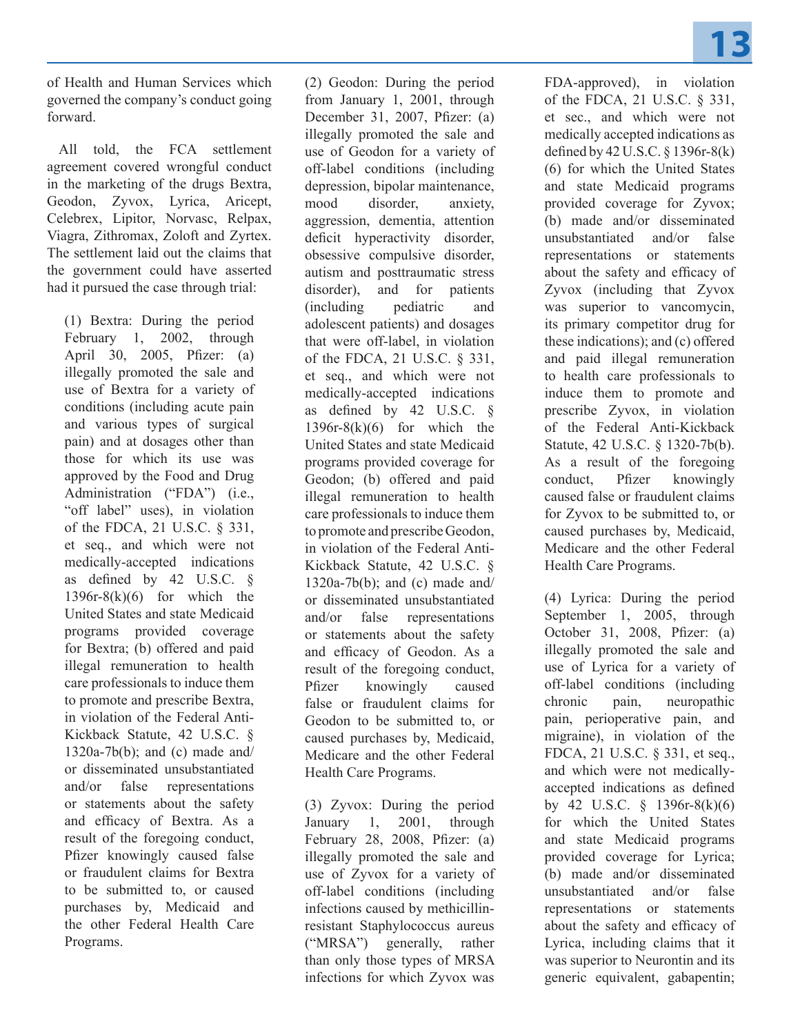of Health and Human Services which governed the company's conduct going forward.

All told, the FCA settlement agreement covered wrongful conduct in the marketing of the drugs Bextra, Geodon, Zyvox, Lyrica, Aricept, Celebrex, Lipitor, Norvasc, Relpax, Viagra, Zithromax, Zoloft and Zyrtex. The settlement laid out the claims that the government could have asserted had it pursued the case through trial:

> (1) Bextra: During the period February 1, 2002, through April 30, 2005, Pfizer: (a) illegally promoted the sale and use of Bextra for a variety of conditions (including acute pain and various types of surgical pain) and at dosages other than those for which its use was approved by the Food and Drug Administration ("FDA") (i.e., "off label" uses), in violation of the FDCA, 21 U.S.C. § 331, et seq., and which were not medically-accepted indications as defined by 42 U.S.C. § 1396r-8(k)(6) for which the United States and state Medicaid programs provided coverage for Bextra; (b) offered and paid illegal remuneration to health care professionals to induce them to promote and prescribe Bextra, in violation of the Federal Anti-Kickback Statute, 42 U.S.C. § 1320a-7b(b); and (c) made and/or disseminated unsubstantiated and/or false representations or statements about the safety and efficacy of Bextra. As a result of the foregoing conduct, Pfizer knowingly caused false or fraudulent claims for Bextra to be submitted to, or caused purchases by, Medicaid and the other Federal Health Care Programs.
>
> (2) Geodon: During the period from January 1, 2001, through December 31, 2007, Pfizer: (a) illegally promoted the sale and use of Geodon for a variety of off-label conditions (including depression, bipolar maintenance, mood disorder, anxiety, aggression, dementia, attention deficit hyperactivity disorder, obsessive compulsive disorder, autism and posttraumatic stress disorder), and for patients (including pediatric and adolescent patients) and dosages that were off-label, in violation of the FDCA, 21 U.S.C. § 331, et seq., and which were not medically-accepted indications as defined by 42 U.S.C. § 1396r-8(k)(6) for which the United States and state Medicaid programs provided coverage for Geodon; (b) offered and paid illegal remuneration to health care professionals to induce them to promote and prescribe Geodon, in violation of the Federal Anti-Kickback Statute, 42 U.S.C. § 1320a-7b(b); and (c) made and/or disseminated unsubstantiated and/or false representations or statements about the safety and efficacy of Geodon. As a result of the foregoing conduct, Pfizer knowingly caused false or fraudulent claims for Geodon to be submitted to, or caused purchases by, Medicaid, Medicare and the other Federal Health Care Programs.
>
> (3) Zyvox: During the period January 1, 2001, through February 28, 2008, Pfizer: (a) illegally promoted the sale and use of Zyvox for a variety of off-label conditions (including infections caused by methicillin-resistant Staphylococcus aureus ("MRSA") generally, rather than only those types of MRSA infections for which Zyvox was FDA-approved), in violation of the FDCA, 21 U.S.C. § 331, et sec., and which were not medically accepted indications as defined by 42 U.S.C. § 1396r-8(k)(6) for which the United States and state Medicaid programs provided coverage for Zyvox; (b) made and/or disseminated unsubstantiated and/or false representations or statements about the safety and efficacy of Zyvox (including that Zyvox was superior to vancomycin, its primary competitor drug for these indications); and (c) offered and paid illegal remuneration to health care professionals to induce them to promote and prescribe Zyvox, in violation of the Federal Anti-Kickback Statute, 42 U.S.C. § 1320-7b(b). As a result of the foregoing conduct, Pfizer knowingly caused false or fraudulent claims for Zyvox to be submitted to, or caused purchases by, Medicaid, Medicare and the other Federal Health Care Programs.
>
> (4) Lyrica: During the period September 1, 2005, through October 31, 2008, Pfizer: (a) illegally promoted the sale and use of Lyrica for a variety of off-label conditions (including chronic pain, neuropathic pain, perioperative pain, and migraine), in violation of the FDCA, 21 U.S.C. § 331, et seq., and which were not medically-accepted indications as defined by 42 U.S.C. § 1396r-8(k)(6) for which the United States and state Medicaid programs provided coverage for Lyrica; (b) made and/or disseminated unsubstantiated and/or false representations or statements about the safety and efficacy of Lyrica, including claims that it was superior to Neurontin and its generic equivalent, gabapentin;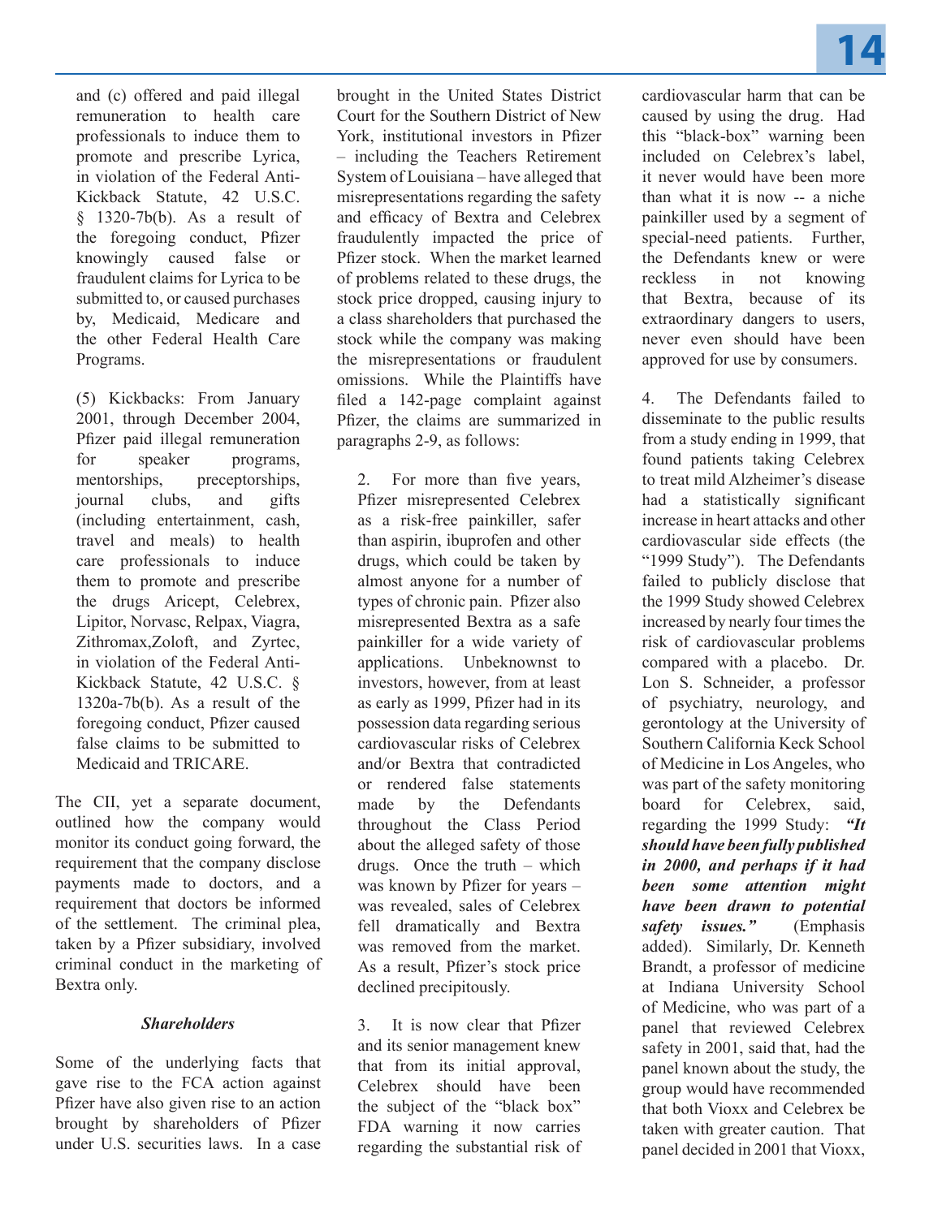and (c) offered and paid illegal remuneration to health care professionals to induce them to promote and prescribe Lyrica, in violation of the Federal Anti-Kickback Statute, 42 U.S.C. § 1320-7b(b). As a result of the foregoing conduct, Pfizer knowingly caused false or fraudulent claims for Lyrica to be submitted to, or caused purchases by, Medicaid, Medicare and the other Federal Health Care Programs.

(5) Kickbacks: From January 2001, through December 2004, Pfizer paid illegal remuneration for speaker programs, mentorships, preceptorships, journal clubs, and gifts (including entertainment, cash, travel and meals) to health care professionals to induce them to promote and prescribe the drugs Aricept, Celebrex, Lipitor, Norvasc, Relpax, Viagra, Zithromax,Zoloft, and Zyrtec, in violation of the Federal Anti-Kickback Statute, 42 U.S.C. § 1320a-7b(b). As a result of the foregoing conduct, Pfizer caused false claims to be submitted to Medicaid and TRICARE.

The CII, yet a separate document, outlined how the company would monitor its conduct going forward, the requirement that the company disclose payments made to doctors, and a requirement that doctors be informed of the settlement. The criminal plea, taken by a Pfizer subsidiary, involved criminal conduct in the marketing of Bextra only.

### *Shareholders*

Some of the underlying facts that gave rise to the FCA action against Pfizer have also given rise to an action brought by shareholders of Pfizer under U.S. securities laws. In a case brought in the United States District Court for the Southern District of New York, institutional investors in Pfizer – including the Teachers Retirement System of Louisiana – have alleged that misrepresentations regarding the safety and efficacy of Bextra and Celebrex fraudulently impacted the price of Pfizer stock. When the market learned of problems related to these drugs, the stock price dropped, causing injury to a class shareholders that purchased the stock while the company was making the misrepresentations or fraudulent omissions. While the Plaintiffs have filed a 142-page complaint against Pfizer, the claims are summarized in paragraphs 2-9, as follows:

2. For more than five years, Pfizer misrepresented Celebrex as a risk-free painkiller, safer than aspirin, ibuprofen and other drugs, which could be taken by almost anyone for a number of types of chronic pain. Pfizer also misrepresented Bextra as a safe painkiller for a wide variety of applications. Unbeknownst to investors, however, from at least as early as 1999, Pfizer had in its possession data regarding serious cardiovascular risks of Celebrex and/or Bextra that contradicted or rendered false statements made by the Defendants throughout the Class Period about the alleged safety of those drugs. Once the truth – which was known by Pfizer for years – was revealed, sales of Celebrex fell dramatically and Bextra was removed from the market. As a result, Pfizer's stock price declined precipitously.

3. It is now clear that Pfizer and its senior management knew that from its initial approval, Celebrex should have been the subject of the "black box" FDA warning it now carries regarding the substantial risk of cardiovascular harm that can be caused by using the drug. Had this "black-box" warning been included on Celebrex's label, it never would have been more than what it is now -- a niche painkiller used by a segment of special-need patients. Further, the Defendants knew or were reckless in not knowing that Bextra, because of its extraordinary dangers to users, never even should have been approved for use by consumers.

4. The Defendants failed to disseminate to the public results from a study ending in 1999, that found patients taking Celebrex to treat mild Alzheimer's disease had a statistically significant increase in heart attacks and other cardiovascular side effects (the "1999 Study"). The Defendants failed to publicly disclose that the 1999 Study showed Celebrex increased by nearly four times the risk of cardiovascular problems compared with a placebo. Dr. Lon S. Schneider, a professor of psychiatry, neurology, and gerontology at the University of Southern California Keck School of Medicine in Los Angeles, who was part of the safety monitoring board for Celebrex, said, regarding the 1999 Study: ***"It should have been fully published in 2000, and perhaps if it had been some attention might have been drawn to potential safety issues."*** (Emphasis added). Similarly, Dr. Kenneth Brandt, a professor of medicine at Indiana University School of Medicine, who was part of a panel that reviewed Celebrex safety in 2001, said that, had the panel known about the study, the group would have recommended that both Vioxx and Celebrex be taken with greater caution. That panel decided in 2001 that Vioxx,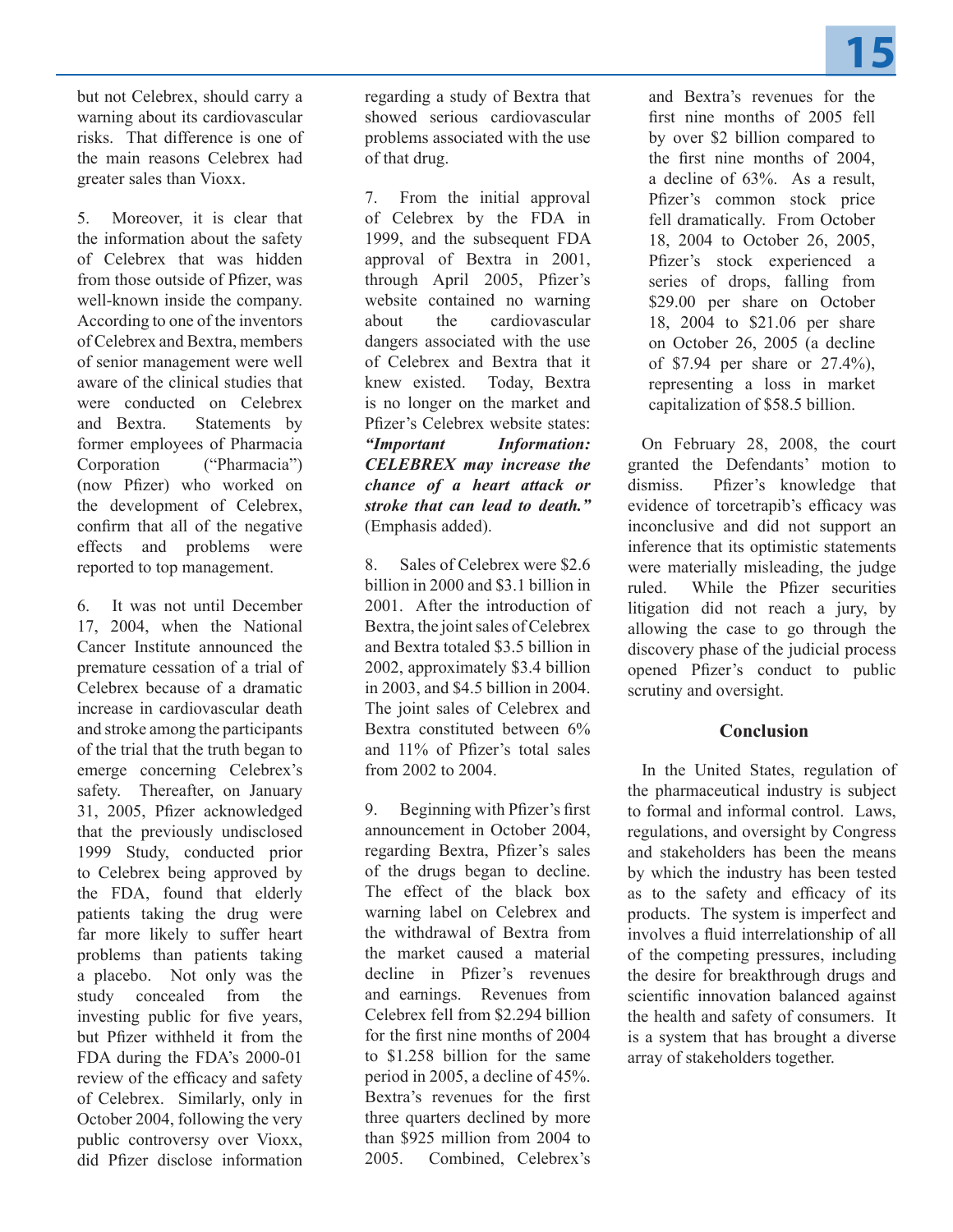but not Celebrex, should carry a warning about its cardiovascular risks. That difference is one of the main reasons Celebrex had greater sales than Vioxx.

5. Moreover, it is clear that the information about the safety of Celebrex that was hidden from those outside of Pfizer, was well-known inside the company. According to one of the inventors of Celebrex and Bextra, members of senior management were well aware of the clinical studies that were conducted on Celebrex and Bextra. Statements by former employees of Pharmacia Corporation ("Pharmacia") (now Pfizer) who worked on the development of Celebrex, confirm that all of the negative effects and problems were reported to top management.

6. It was not until December 17, 2004, when the National Cancer Institute announced the premature cessation of a trial of Celebrex because of a dramatic increase in cardiovascular death and stroke among the participants of the trial that the truth began to emerge concerning Celebrex's safety. Thereafter, on January 31, 2005, Pfizer acknowledged that the previously undisclosed 1999 Study, conducted prior to Celebrex being approved by the FDA, found that elderly patients taking the drug were far more likely to suffer heart problems than patients taking a placebo. Not only was the study concealed from the investing public for five years, but Pfizer withheld it from the FDA during the FDA's 2000-01 review of the efficacy and safety of Celebrex. Similarly, only in October 2004, following the very public controversy over Vioxx, did Pfizer disclose information regarding a study of Bextra that showed serious cardiovascular problems associated with the use of that drug.

7. From the initial approval of Celebrex by the FDA in 1999, and the subsequent FDA approval of Bextra in 2001, through April 2005, Pfizer's website contained no warning about the cardiovascular dangers associated with the use of Celebrex and Bextra that it knew existed. Today, Bextra is no longer on the market and Pfizer's Celebrex website states: ***"Important Information: CELEBREX may increase the chance of a heart attack or stroke that can lead to death."*** (Emphasis added).

8. Sales of Celebrex were $2.6 billion in 2000 and $3.1 billion in 2001. After the introduction of Bextra, the joint sales of Celebrex and Bextra totaled $3.5 billion in 2002, approximately $3.4 billion in 2003, and $4.5 billion in 2004. The joint sales of Celebrex and Bextra constituted between 6% and 11% of Pfizer's total sales from 2002 to 2004.

9. Beginning with Pfizer's first announcement in October 2004, regarding Bextra, Pfizer's sales of the drugs began to decline. The effect of the black box warning label on Celebrex and the withdrawal of Bextra from the market caused a material decline in Pfizer's revenues and earnings. Revenues from Celebrex fell from $2.294 billion for the first nine months of 2004 to $1.258 billion for the same period in 2005, a decline of 45%. Bextra's revenues for the first three quarters declined by more than $925 million from 2004 to 2005. Combined, Celebrex's and Bextra's revenues for the first nine months of 2005 fell by over $2 billion compared to the first nine months of 2004, a decline of 63%. As a result, Pfizer's common stock price fell dramatically. From October 18, 2004 to October 26, 2005, Pfizer's stock experienced a series of drops, falling from $29.00 per share on October 18, 2004 to $21.06 per share on October 26, 2005 (a decline of $7.94 per share or 27.4%), representing a loss in market capitalization of $58.5 billion.

On February 28, 2008, the court granted the Defendants' motion to dismiss. Pfizer's knowledge that evidence of torcetrapib's efficacy was inconclusive and did not support an inference that its optimistic statements were materially misleading, the judge ruled. While the Pfizer securities litigation did not reach a jury, by allowing the case to go through the discovery phase of the judicial process opened Pfizer's conduct to public scrutiny and oversight.

## Conclusion

In the United States, regulation of the pharmaceutical industry is subject to formal and informal control. Laws, regulations, and oversight by Congress and stakeholders has been the means by which the industry has been tested as to the safety and efficacy of its products. The system is imperfect and involves a fluid interrelationship of all of the competing pressures, including the desire for breakthrough drugs and scientific innovation balanced against the health and safety of consumers. It is a system that has brought a diverse array of stakeholders together.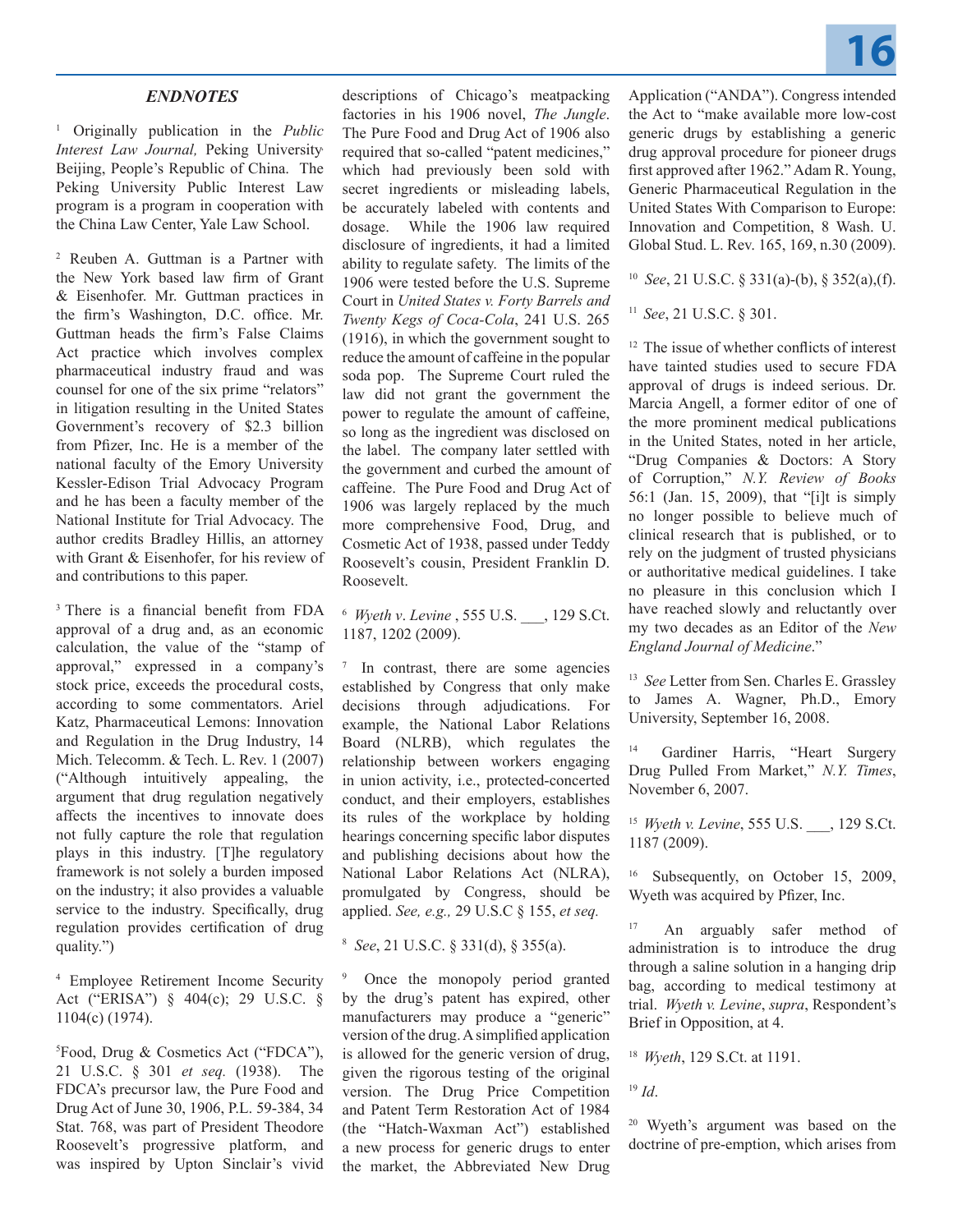### *ENDNOTES*

[1] Originally publication in the *Public Interest Law Journal,* Peking University, Beijing, People's Republic of China. The Peking University Public Interest Law program is a program in cooperation with the China Law Center, Yale Law School.

[2] Reuben A. Guttman is a Partner with the New York based law firm of Grant & Eisenhofer. Mr. Guttman practices in the firm's Washington, D.C. office. Mr. Guttman heads the firm's False Claims Act practice which involves complex pharmaceutical industry fraud and was counsel for one of the six prime "relators" in litigation resulting in the United States Government's recovery of $2.3 billion from Pfizer, Inc. He is a member of the national faculty of the Emory University Kessler-Edison Trial Advocacy Program and he has been a faculty member of the National Institute for Trial Advocacy. The author credits Bradley Hillis, an attorney with Grant & Eisenhofer, for his review of and contributions to this paper.

[3] There is a financial benefit from FDA approval of a drug and, as an economic calculation, the value of the "stamp of approval," expressed in a company's stock price, exceeds the procedural costs, according to some commentators. Ariel Katz, Pharmaceutical Lemons: Innovation and Regulation in the Drug Industry, 14 Mich. Telecomm. & Tech. L. Rev. 1 (2007) ("Although intuitively appealing, the argument that drug regulation negatively affects the incentives to innovate does not fully capture the role that regulation plays in this industry. [T]he regulatory framework is not solely a burden imposed on the industry; it also provides a valuable service to the industry. Specifically, drug regulation provides certification of drug quality.")

[4] Employee Retirement Income Security Act ("ERISA") § 404(c); 29 U.S.C. § 1104(c) (1974).

[5] Food, Drug & Cosmetics Act ("FDCA"), 21 U.S.C. § 301 *et seq.* (1938). The FDCA's precursor law, the Pure Food and Drug Act of June 30, 1906, P.L. 59-384, 34 Stat. 768, was part of President Theodore Roosevelt's progressive platform, and was inspired by Upton Sinclair's vivid descriptions of Chicago's meatpacking factories in his 1906 novel, *The Jungle*. The Pure Food and Drug Act of 1906 also required that so-called "patent medicines," which had previously been sold with secret ingredients or misleading labels, be accurately labeled with contents and dosage. While the 1906 law required disclosure of ingredients, it had a limited ability to regulate safety. The limits of the 1906 were tested before the U.S. Supreme Court in *United States v. Forty Barrels and Twenty Kegs of Coca-Cola*, 241 U.S. 265 (1916), in which the government sought to reduce the amount of caffeine in the popular soda pop. The Supreme Court ruled the law did not grant the government the power to regulate the amount of caffeine, so long as the ingredient was disclosed on the label. The company later settled with the government and curbed the amount of caffeine. The Pure Food and Drug Act of 1906 was largely replaced by the much more comprehensive Food, Drug, and Cosmetic Act of 1938, passed under Teddy Roosevelt's cousin, President Franklin D. Roosevelt.

[6] *Wyeth v. Levine* , 555 U.S. ___, 129 S.Ct. 1187, 1202 (2009).

[7] In contrast, there are some agencies established by Congress that only make decisions through adjudications. For example, the National Labor Relations Board (NLRB), which regulates the relationship between workers engaging in union activity, i.e., protected-concerted conduct, and their employers, establishes its rules of the workplace by holding hearings concerning specific labor disputes and publishing decisions about how the National Labor Relations Act (NLRA), promulgated by Congress, should be applied. *See, e.g.,* 29 U.S.C § 155, *et seq.*

[8] *See*, 21 U.S.C. § 331(d), § 355(a).

[9] Once the monopoly period granted by the drug's patent has expired, other manufacturers may produce a "generic" version of the drug. A simplified application is allowed for the generic version of drug, given the rigorous testing of the original version. The Drug Price Competition and Patent Term Restoration Act of 1984 (the "Hatch-Waxman Act") established a new process for generic drugs to enter the market, the Abbreviated New Drug Application ("ANDA"). Congress intended the Act to "make available more low-cost generic drugs by establishing a generic drug approval procedure for pioneer drugs first approved after 1962." Adam R. Young, Generic Pharmaceutical Regulation in the United States With Comparison to Europe: Innovation and Competition, 8 Wash. U. Global Stud. L. Rev. 165, 169, n.30 (2009).

[10] *See*, 21 U.S.C. § 331(a)-(b), § 352(a),(f).

[11] *See*, 21 U.S.C. § 301.

[12] The issue of whether conflicts of interest have tainted studies used to secure FDA approval of drugs is indeed serious. Dr. Marcia Angell, a former editor of one of the more prominent medical publications in the United States, noted in her article, "Drug Companies & Doctors: A Story of Corruption," *N.Y. Review of Books* 56:1 (Jan. 15, 2009), that "[i]t is simply no longer possible to believe much of clinical research that is published, or to rely on the judgment of trusted physicians or authoritative medical guidelines. I take no pleasure in this conclusion which I have reached slowly and reluctantly over my two decades as an Editor of the *New England Journal of Medicine*."

[13] *See* Letter from Sen. Charles E. Grassley to James A. Wagner, Ph.D., Emory University, September 16, 2008.

[14] Gardiner Harris, "Heart Surgery Drug Pulled From Market," *N.Y. Times*, November 6, 2007.

[15] *Wyeth v. Levine*, 555 U.S. ___, 129 S.Ct. 1187 (2009).

[16] Subsequently, on October 15, 2009, Wyeth was acquired by Pfizer, Inc.

[17] An arguably safer method of administration is to introduce the drug through a saline solution in a hanging drip bag, according to medical testimony at trial. *Wyeth v. Levine*, *supra*, Respondent's Brief in Opposition, at 4.

[18] *Wyeth*, 129 S.Ct. at 1191.

[19] *Id*.

[20] Wyeth's argument was based on the doctrine of pre-emption, which arises from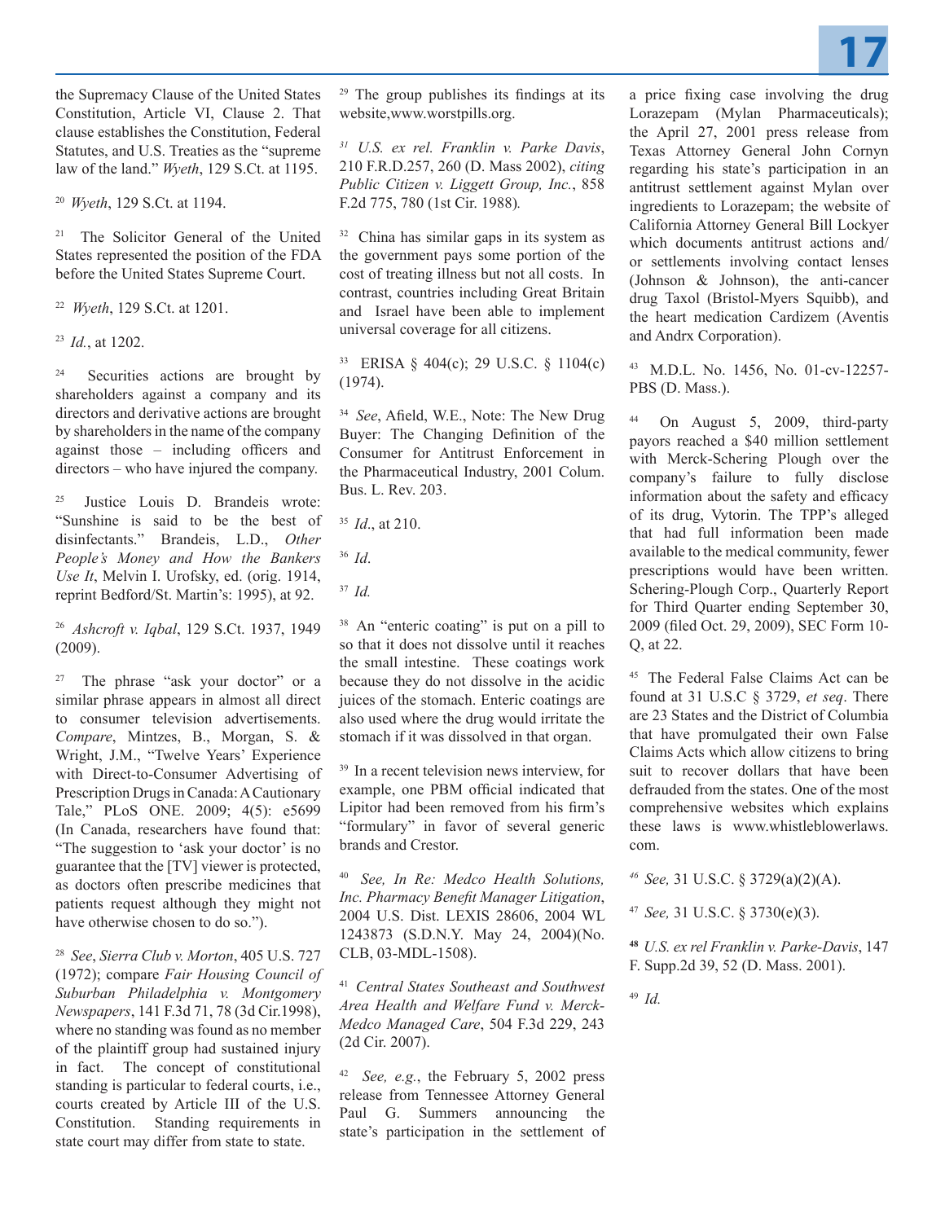the Supremacy Clause of the United States Constitution, Article VI, Clause 2. That clause establishes the Constitution, Federal Statutes, and U.S. Treaties as the "supreme law of the land." *Wyeth*, 129 S.Ct. at 1195.

[20] *Wyeth*, 129 S.Ct. at 1194.

[21] The Solicitor General of the United States represented the position of the FDA before the United States Supreme Court.

[22] *Wyeth*, 129 S.Ct. at 1201.

[23] *Id.*, at 1202.

[24] Securities actions are brought by shareholders against a company and its directors and derivative actions are brought by shareholders in the name of the company against those – including officers and directors – who have injured the company.

[25] Justice Louis D. Brandeis wrote: "Sunshine is said to be the best of disinfectants." Brandeis, L.D., *Other People's Money and How the Bankers Use It*, Melvin I. Urofsky, ed. (orig. 1914, reprint Bedford/St. Martin's: 1995), at 92.

[26] *Ashcroft v. Iqbal*, 129 S.Ct. 1937, 1949 (2009).

[27] The phrase "ask your doctor" or a similar phrase appears in almost all direct to consumer television advertisements. *Compare*, Mintzes, B., Morgan, S. & Wright, J.M., "Twelve Years' Experience with Direct-to-Consumer Advertising of Prescription Drugs in Canada: A Cautionary Tale," PLoS ONE. 2009; 4(5): e5699 (In Canada, researchers have found that: "The suggestion to 'ask your doctor' is no guarantee that the [TV] viewer is protected, as doctors often prescribe medicines that patients request although they might not have otherwise chosen to do so.").

[28] *See*, *Sierra Club v. Morton*, 405 U.S. 727 (1972); compare *Fair Housing Council of Suburban Philadelphia v. Montgomery Newspapers*, 141 F.3d 71, 78 (3d Cir.1998), where no standing was found as no member of the plaintiff group had sustained injury in fact. The concept of constitutional standing is particular to federal courts, i.e., courts created by Article III of the U.S. Constitution. Standing requirements in state court may differ from state to state.

[29] The group publishes its findings at its website,www.worstpills.org.

[31] *U.S. ex rel. Franklin v. Parke Davis*, 210 F.R.D.257, 260 (D. Mass 2002), *citing Public Citizen v. Liggett Group, Inc.*, 858 F.2d 775, 780 (1st Cir. 1988).

[32] China has similar gaps in its system as the government pays some portion of the cost of treating illness but not all costs. In contrast, countries including Great Britain and Israel have been able to implement universal coverage for all citizens.

[33] ERISA § 404(c); 29 U.S.C. § 1104(c) (1974).

[34] *See*, Afield, W.E., Note: The New Drug Buyer: The Changing Definition of the Consumer for Antitrust Enforcement in the Pharmaceutical Industry, 2001 Colum. Bus. L. Rev. 203.

[35] *Id*., at 210.

[36] *Id*.

[37] *Id.*

[38] An "enteric coating" is put on a pill to so that it does not dissolve until it reaches the small intestine. These coatings work because they do not dissolve in the acidic juices of the stomach. Enteric coatings are also used where the drug would irritate the stomach if it was dissolved in that organ.

[39] In a recent television news interview, for example, one PBM official indicated that Lipitor had been removed from his firm's "formulary" in favor of several generic brands and Crestor.

[40] *See, In Re: Medco Health Solutions, Inc. Pharmacy Benefit Manager Litigation*, 2004 U.S. Dist. LEXIS 28606, 2004 WL 1243873 (S.D.N.Y. May 24, 2004)(No. CLB, 03-MDL-1508).

[41] *Central States Southeast and Southwest Area Health and Welfare Fund v. Merck-Medco Managed Care*, 504 F.3d 229, 243 (2d Cir. 2007).

[42] *See, e.g.*, the February 5, 2002 press release from Tennessee Attorney General Paul G. Summers announcing the state's participation in the settlement of a price fixing case involving the drug Lorazepam (Mylan Pharmaceuticals); the April 27, 2001 press release from Texas Attorney General John Cornyn regarding his state's participation in an antitrust settlement against Mylan over ingredients to Lorazepam; the website of California Attorney General Bill Lockyer which documents antitrust actions and/or settlements involving contact lenses (Johnson & Johnson), the anti-cancer drug Taxol (Bristol-Myers Squibb), and the heart medication Cardizem (Aventis and Andrx Corporation).

[43] M.D.L. No. 1456, No. 01-cv-12257-PBS (D. Mass.).

[44] On August 5, 2009, third-party payors reached a $40 million settlement with Merck-Schering Plough over the company's failure to fully disclose information about the safety and efficacy of its drug, Vytorin. The TPP's alleged that had full information been made available to the medical community, fewer prescriptions would have been written. Schering-Plough Corp., Quarterly Report for Third Quarter ending September 30, 2009 (filed Oct. 29, 2009), SEC Form 10-Q, at 22.

[45] The Federal False Claims Act can be found at 31 U.S.C § 3729, *et seq*. There are 23 States and the District of Columbia that have promulgated their own False Claims Acts which allow citizens to bring suit to recover dollars that have been defrauded from the states. One of the most comprehensive websites which explains these laws is www.whistleblowerlaws.com.

[46] *See,* 31 U.S.C. § 3729(a)(2)(A).

[47] *See,* 31 U.S.C. § 3730(e)(3).

[48] *U.S. ex rel Franklin v. Parke-Davis*, 147 F. Supp.2d 39, 52 (D. Mass. 2001).

[49] *Id.*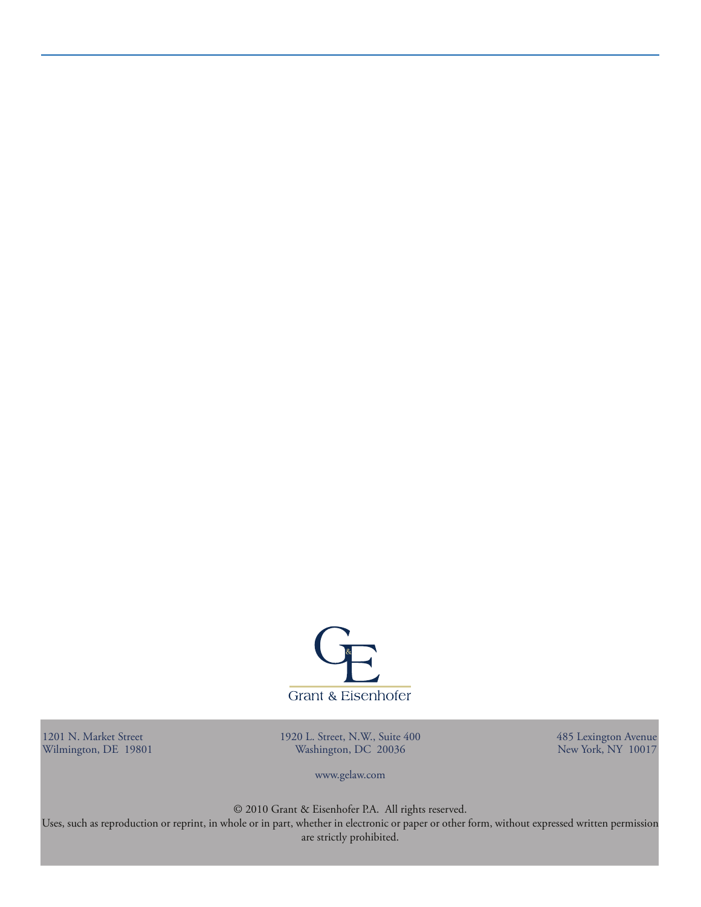Grant & Eisenhofer

1201 N. Market Street
Wilmington, DE 19801

1920 L. Street, N.W., Suite 400
Washington, DC 20036

485 Lexington Avenue
New York, NY 10017

www.gelaw.com

© 2010 Grant & Eisenhofer P.A. All rights reserved.
Uses, such as reproduction or reprint, in whole or in part, whether in electronic or paper or other form, without expressed written permission are strictly prohibited.